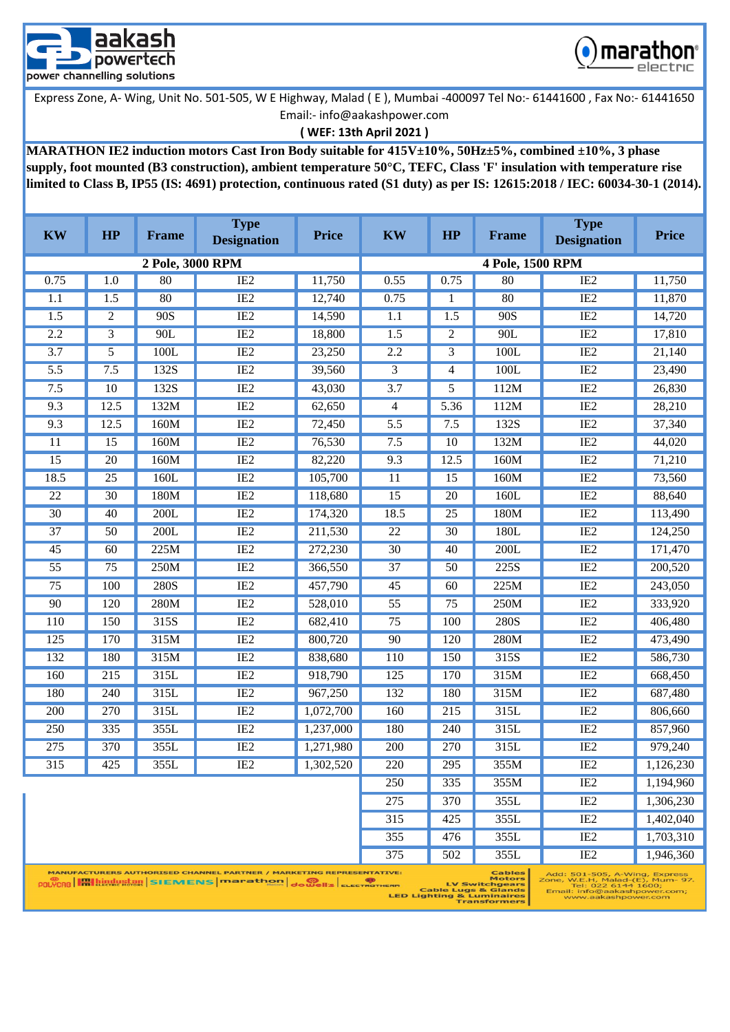aakash powertech
power channelling solutions

marathon electric

Express Zone, A- Wing, Unit No. 501-505, W E Highway, Malad ( E ), Mumbai -400097 Tel No:- 61441600 , Fax No:- 61441650
Email:- info@aakashpower.com

**( WEF: 13th April 2021 )**

**MARATHON IE2 induction motors Cast Iron Body suitable for 415V±10%, 50Hz±5%, combined ±10%, 3 phase supply, foot mounted (B3 construction), ambient temperature 50°C, TEFC, Class 'F' insulation with temperature rise limited to Class B, IP55 (IS: 4691) protection, continuous rated (S1 duty) as per IS: 12615:2018 / IEC: 60034-30-1 (2014).**

| KW | HP | Frame | Type Designation | Price | KW | HP | Frame | Type Designation | Price |
|---|---|---|---|---|---|---|---|---|---|
| **2 Pole, 3000 RPM** | | | | | **4 Pole, 1500 RPM** | | | | |
| 0.75 | 1.0 | 80 | IE2 | 11,750 | 0.55 | 0.75 | 80 | IE2 | 11,750 |
| 1.1 | 1.5 | 80 | IE2 | 12,740 | 0.75 | 1 | 80 | IE2 | 11,870 |
| 1.5 | 2 | 90S | IE2 | 14,590 | 1.1 | 1.5 | 90S | IE2 | 14,720 |
| 2.2 | 3 | 90L | IE2 | 18,800 | 1.5 | 2 | 90L | IE2 | 17,810 |
| 3.7 | 5 | 100L | IE2 | 23,250 | 2.2 | 3 | 100L | IE2 | 21,140 |
| 5.5 | 7.5 | 132S | IE2 | 39,560 | 3 | 4 | 100L | IE2 | 23,490 |
| 7.5 | 10 | 132S | IE2 | 43,030 | 3.7 | 5 | 112M | IE2 | 26,830 |
| 9.3 | 12.5 | 132M | IE2 | 62,650 | 4 | 5.36 | 112M | IE2 | 28,210 |
| 9.3 | 12.5 | 160M | IE2 | 72,450 | 5.5 | 7.5 | 132S | IE2 | 37,340 |
| 11 | 15 | 160M | IE2 | 76,530 | 7.5 | 10 | 132M | IE2 | 44,020 |
| 15 | 20 | 160M | IE2 | 82,220 | 9.3 | 12.5 | 160M | IE2 | 71,210 |
| 18.5 | 25 | 160L | IE2 | 105,700 | 11 | 15 | 160M | IE2 | 73,560 |
| 22 | 30 | 180M | IE2 | 118,680 | 15 | 20 | 160L | IE2 | 88,640 |
| 30 | 40 | 200L | IE2 | 174,320 | 18.5 | 25 | 180M | IE2 | 113,490 |
| 37 | 50 | 200L | IE2 | 211,530 | 22 | 30 | 180L | IE2 | 124,250 |
| 45 | 60 | 225M | IE2 | 272,230 | 30 | 40 | 200L | IE2 | 171,470 |
| 55 | 75 | 250M | IE2 | 366,550 | 37 | 50 | 225S | IE2 | 200,520 |
| 75 | 100 | 280S | IE2 | 457,790 | 45 | 60 | 225M | IE2 | 243,050 |
| 90 | 120 | 280M | IE2 | 528,010 | 55 | 75 | 250M | IE2 | 333,920 |
| 110 | 150 | 315S | IE2 | 682,410 | 75 | 100 | 280S | IE2 | 406,480 |
| 125 | 170 | 315M | IE2 | 800,720 | 90 | 120 | 280M | IE2 | 473,490 |
| 132 | 180 | 315M | IE2 | 838,680 | 110 | 150 | 315S | IE2 | 586,730 |
| 160 | 215 | 315L | IE2 | 918,790 | 125 | 170 | 315M | IE2 | 668,450 |
| 180 | 240 | 315L | IE2 | 967,250 | 132 | 180 | 315M | IE2 | 687,480 |
| 200 | 270 | 315L | IE2 | 1,072,700 | 160 | 215 | 315L | IE2 | 806,660 |
| 250 | 335 | 355L | IE2 | 1,237,000 | 180 | 240 | 315L | IE2 | 857,960 |
| 275 | 370 | 355L | IE2 | 1,271,980 | 200 | 270 | 315L | IE2 | 979,240 |
| 315 | 425 | 355L | IE2 | 1,302,520 | 220 | 295 | 355M | IE2 | 1,126,230 |
| | | | | | 250 | 335 | 355M | IE2 | 1,194,960 |
| | | | | | 275 | 370 | 355L | IE2 | 1,306,230 |
| | | | | | 315 | 425 | 355L | IE2 | 1,402,040 |
| | | | | | 355 | 476 | 355L | IE2 | 1,703,310 |
| | | | | | 375 | 502 | 355L | IE2 | 1,946,360 |

MANUFACTURERS AUTHORISED CHANNEL PARTNER / MARKETING REPRESENTATIVE: POLYCAB | Hindustan Electric Motors | SIEMENS | marathon | dowell's | ELECTROTHERM

Cables, Motors, LV Switchgears, Cable Lugs & Glands, LED Lighting & Luminaires, Transformers

Add: 501-505, A-Wing, Express Zone, W.E.H, Malad-(E), Mum- 97. Tel: 022 6144 1600; Email: info@aakashpower.com; www.aakashpower.com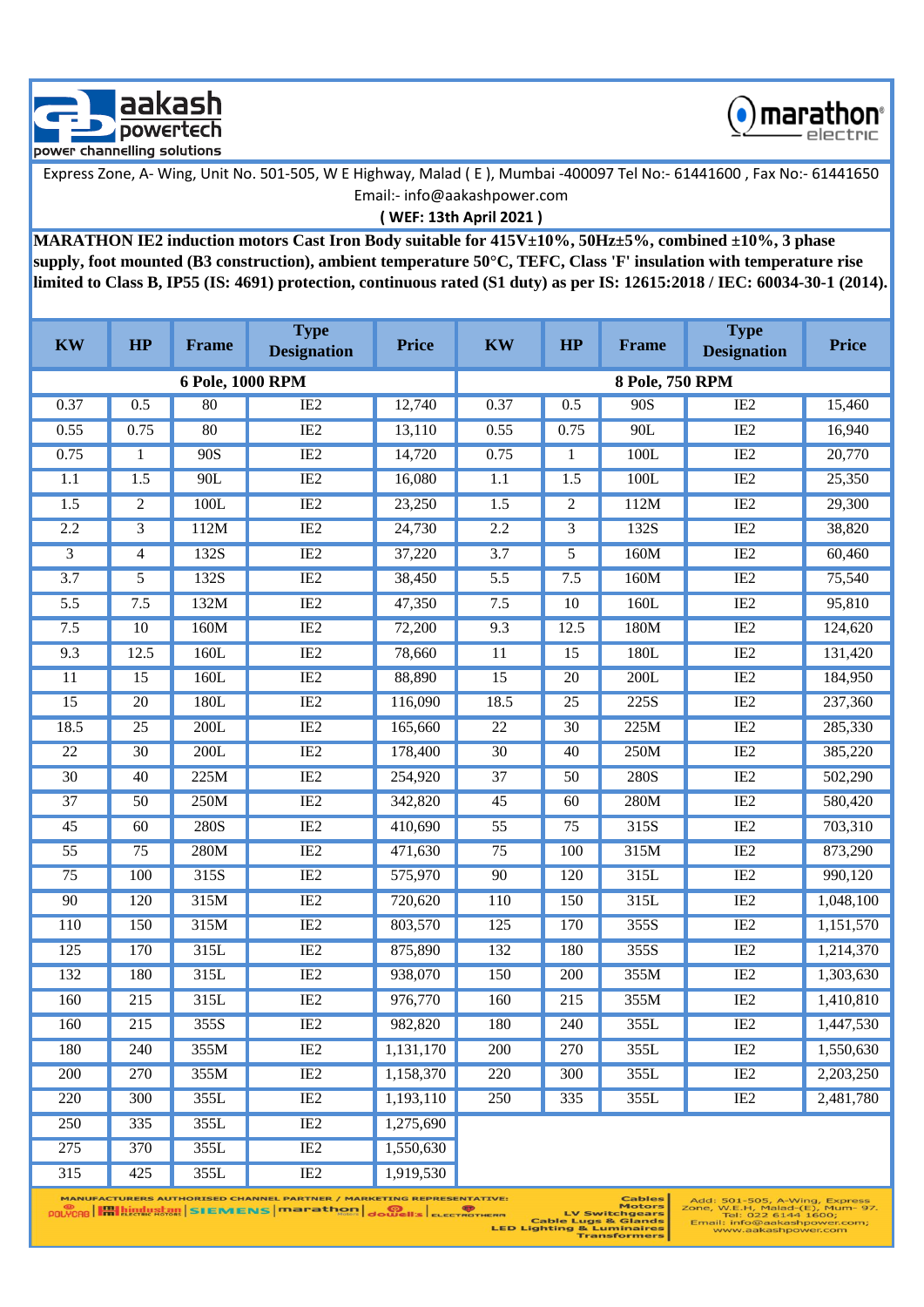aakash powertech
power channelling solutions

marathon electric

Express Zone, A- Wing, Unit No. 501-505, W E Highway, Malad ( E ), Mumbai -400097 Tel No:- 61441600 , Fax No:- 61441650
Email:- info@aakashpower.com

**( WEF: 13th April 2021 )**

**MARATHON IE2 induction motors Cast Iron Body suitable for 415V±10%, 50Hz±5%, combined ±10%, 3 phase supply, foot mounted (B3 construction), ambient temperature 50°C, TEFC, Class 'F' insulation with temperature rise limited to Class B, IP55 (IS: 4691) protection, continuous rated (S1 duty) as per IS: 12615:2018 / IEC: 60034-30-1 (2014).**

| KW | HP | Frame | Type Designation | Price | KW | HP | Frame | Type Designation | Price |
|---|---|---|---|---|---|---|---|---|---|
| **6 Pole, 1000 RPM** | | | | | **8 Pole, 750 RPM** | | | | |
| 0.37 | 0.5 | 80 | IE2 | 12,740 | 0.37 | 0.5 | 90S | IE2 | 15,460 |
| 0.55 | 0.75 | 80 | IE2 | 13,110 | 0.55 | 0.75 | 90L | IE2 | 16,940 |
| 0.75 | 1 | 90S | IE2 | 14,720 | 0.75 | 1 | 100L | IE2 | 20,770 |
| 1.1 | 1.5 | 90L | IE2 | 16,080 | 1.1 | 1.5 | 100L | IE2 | 25,350 |
| 1.5 | 2 | 100L | IE2 | 23,250 | 1.5 | 2 | 112M | IE2 | 29,300 |
| 2.2 | 3 | 112M | IE2 | 24,730 | 2.2 | 3 | 132S | IE2 | 38,820 |
| 3 | 4 | 132S | IE2 | 37,220 | 3.7 | 5 | 160M | IE2 | 60,460 |
| 3.7 | 5 | 132S | IE2 | 38,450 | 5.5 | 7.5 | 160M | IE2 | 75,540 |
| 5.5 | 7.5 | 132M | IE2 | 47,350 | 7.5 | 10 | 160L | IE2 | 95,810 |
| 7.5 | 10 | 160M | IE2 | 72,200 | 9.3 | 12.5 | 180M | IE2 | 124,620 |
| 9.3 | 12.5 | 160L | IE2 | 78,660 | 11 | 15 | 180L | IE2 | 131,420 |
| 11 | 15 | 160L | IE2 | 88,890 | 15 | 20 | 200L | IE2 | 184,950 |
| 15 | 20 | 180L | IE2 | 116,090 | 18.5 | 25 | 225S | IE2 | 237,360 |
| 18.5 | 25 | 200L | IE2 | 165,660 | 22 | 30 | 225M | IE2 | 285,330 |
| 22 | 30 | 200L | IE2 | 178,400 | 30 | 40 | 250M | IE2 | 385,220 |
| 30 | 40 | 225M | IE2 | 254,920 | 37 | 50 | 280S | IE2 | 502,290 |
| 37 | 50 | 250M | IE2 | 342,820 | 45 | 60 | 280M | IE2 | 580,420 |
| 45 | 60 | 280S | IE2 | 410,690 | 55 | 75 | 315S | IE2 | 703,310 |
| 55 | 75 | 280M | IE2 | 471,630 | 75 | 100 | 315M | IE2 | 873,290 |
| 75 | 100 | 315S | IE2 | 575,970 | 90 | 120 | 315L | IE2 | 990,120 |
| 90 | 120 | 315M | IE2 | 720,620 | 110 | 150 | 315L | IE2 | 1,048,100 |
| 110 | 150 | 315M | IE2 | 803,570 | 125 | 170 | 355S | IE2 | 1,151,570 |
| 125 | 170 | 315L | IE2 | 875,890 | 132 | 180 | 355S | IE2 | 1,214,370 |
| 132 | 180 | 315L | IE2 | 938,070 | 150 | 200 | 355M | IE2 | 1,303,630 |
| 160 | 215 | 315L | IE2 | 976,770 | 160 | 215 | 355M | IE2 | 1,410,810 |
| 160 | 215 | 355S | IE2 | 982,820 | 180 | 240 | 355L | IE2 | 1,447,530 |
| 180 | 240 | 355M | IE2 | 1,131,170 | 200 | 270 | 355L | IE2 | 1,550,630 |
| 200 | 270 | 355M | IE2 | 1,158,370 | 220 | 300 | 355L | IE2 | 2,203,250 |
| 220 | 300 | 355L | IE2 | 1,193,110 | 250 | 335 | 355L | IE2 | 2,481,780 |
| 250 | 335 | 355L | IE2 | 1,275,690 | | | | | |
| 275 | 370 | 355L | IE2 | 1,550,630 | | | | | |
| 315 | 425 | 355L | IE2 | 1,919,530 | | | | | |

MANUFACTURERS AUTHORISED CHANNEL PARTNER / MARKETING REPRESENTATIVE: POLYCAB | hindustan | SIEMENS | marathon | dowell's | ELECTROTHERM

Cables, Motors, LV Switchgears, Cable Lugs & Glands, LED Lighting & Luminaires, Transformers

Add: 501-505, A-Wing, Express Zone, W.E.H, Malad-(E), Mum- 97. Tel: 022 6144 1600; Email: info@aakashpower.com; www.aakashpower.com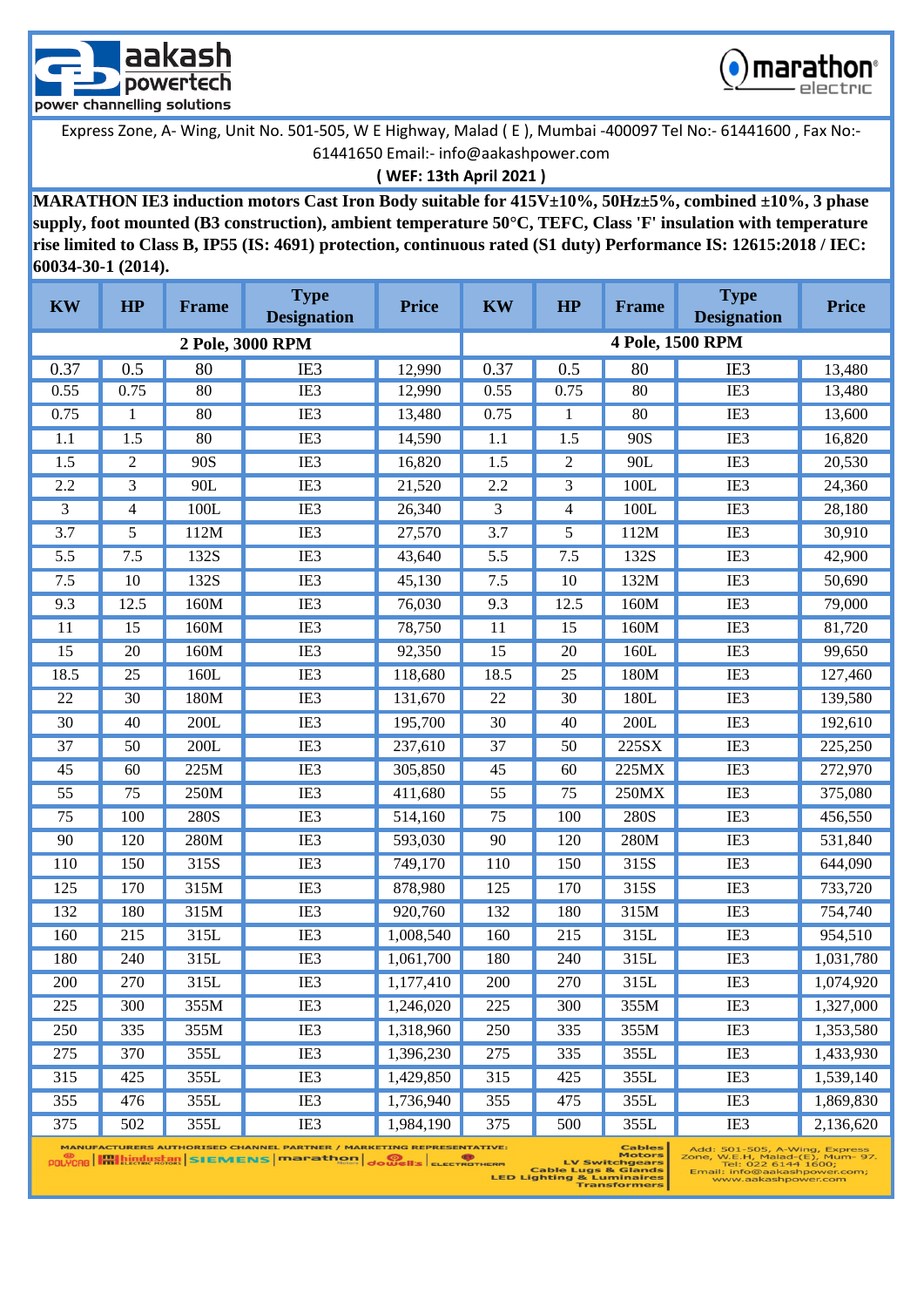aakash powertech
power channelling solutions

marathon electric

Express Zone, A- Wing, Unit No. 501-505, W E Highway, Malad ( E ), Mumbai -400097 Tel No:- 61441600 , Fax No:- 61441650 Email:- info@aakashpower.com

**( WEF: 13th April 2021 )**

**MARATHON IE3 induction motors Cast Iron Body suitable for 415V±10%, 50Hz±5%, combined ±10%, 3 phase supply, foot mounted (B3 construction), ambient temperature 50°C, TEFC, Class 'F' insulation with temperature rise limited to Class B, IP55 (IS: 4691) protection, continuous rated (S1 duty) Performance IS: 12615:2018 / IEC: 60034-30-1 (2014).**

| KW | HP | Frame | Type Designation | Price | KW | HP | Frame | Type Designation | Price |
|---|---|---|---|---|---|---|---|---|---|
| 2 Pole, 3000 RPM | | | | | 4 Pole, 1500 RPM | | | | |
| 0.37 | 0.5 | 80 | IE3 | 12,990 | 0.37 | 0.5 | 80 | IE3 | 13,480 |
| 0.55 | 0.75 | 80 | IE3 | 12,990 | 0.55 | 0.75 | 80 | IE3 | 13,480 |
| 0.75 | 1 | 80 | IE3 | 13,480 | 0.75 | 1 | 80 | IE3 | 13,600 |
| 1.1 | 1.5 | 80 | IE3 | 14,590 | 1.1 | 1.5 | 90S | IE3 | 16,820 |
| 1.5 | 2 | 90S | IE3 | 16,820 | 1.5 | 2 | 90L | IE3 | 20,530 |
| 2.2 | 3 | 90L | IE3 | 21,520 | 2.2 | 3 | 100L | IE3 | 24,360 |
| 3 | 4 | 100L | IE3 | 26,340 | 3 | 4 | 100L | IE3 | 28,180 |
| 3.7 | 5 | 112M | IE3 | 27,570 | 3.7 | 5 | 112M | IE3 | 30,910 |
| 5.5 | 7.5 | 132S | IE3 | 43,640 | 5.5 | 7.5 | 132S | IE3 | 42,900 |
| 7.5 | 10 | 132S | IE3 | 45,130 | 7.5 | 10 | 132M | IE3 | 50,690 |
| 9.3 | 12.5 | 160M | IE3 | 76,030 | 9.3 | 12.5 | 160M | IE3 | 79,000 |
| 11 | 15 | 160M | IE3 | 78,750 | 11 | 15 | 160M | IE3 | 81,720 |
| 15 | 20 | 160M | IE3 | 92,350 | 15 | 20 | 160L | IE3 | 99,650 |
| 18.5 | 25 | 160L | IE3 | 118,680 | 18.5 | 25 | 180M | IE3 | 127,460 |
| 22 | 30 | 180M | IE3 | 131,670 | 22 | 30 | 180L | IE3 | 139,580 |
| 30 | 40 | 200L | IE3 | 195,700 | 30 | 40 | 200L | IE3 | 192,610 |
| 37 | 50 | 200L | IE3 | 237,610 | 37 | 50 | 225SX | IE3 | 225,250 |
| 45 | 60 | 225M | IE3 | 305,850 | 45 | 60 | 225MX | IE3 | 272,970 |
| 55 | 75 | 250M | IE3 | 411,680 | 55 | 75 | 250MX | IE3 | 375,080 |
| 75 | 100 | 280S | IE3 | 514,160 | 75 | 100 | 280S | IE3 | 456,550 |
| 90 | 120 | 280M | IE3 | 593,030 | 90 | 120 | 280M | IE3 | 531,840 |
| 110 | 150 | 315S | IE3 | 749,170 | 110 | 150 | 315S | IE3 | 644,090 |
| 125 | 170 | 315M | IE3 | 878,980 | 125 | 170 | 315S | IE3 | 733,720 |
| 132 | 180 | 315M | IE3 | 920,760 | 132 | 180 | 315M | IE3 | 754,740 |
| 160 | 215 | 315L | IE3 | 1,008,540 | 160 | 215 | 315L | IE3 | 954,510 |
| 180 | 240 | 315L | IE3 | 1,061,700 | 180 | 240 | 315L | IE3 | 1,031,780 |
| 200 | 270 | 315L | IE3 | 1,177,410 | 200 | 270 | 315L | IE3 | 1,074,920 |
| 225 | 300 | 355M | IE3 | 1,246,020 | 225 | 300 | 355M | IE3 | 1,327,000 |
| 250 | 335 | 355M | IE3 | 1,318,960 | 250 | 335 | 355M | IE3 | 1,353,580 |
| 275 | 370 | 355L | IE3 | 1,396,230 | 275 | 335 | 355L | IE3 | 1,433,930 |
| 315 | 425 | 355L | IE3 | 1,429,850 | 315 | 425 | 355L | IE3 | 1,539,140 |
| 355 | 476 | 355L | IE3 | 1,736,940 | 355 | 475 | 355L | IE3 | 1,869,830 |
| 375 | 502 | 355L | IE3 | 1,984,190 | 375 | 500 | 355L | IE3 | 2,136,620 |

MANUFACTURERS AUTHORISED CHANNEL PARTNER / MARKETING REPRESENTATIVE: POLYCAB | hindustan | SIEMENS | marathon | dowells | ELECTROTHERM

Cables, Motors, LV Switchgears, Cable Lugs & Glands, LED Lighting & Luminaires, Transformers

Add: 501-505, A-Wing, Express Zone, W.E.H, Malad-(E), Mum- 97. Tel: 022 6144 1600; Email: info@aakashpower.com; www.aakashpower.com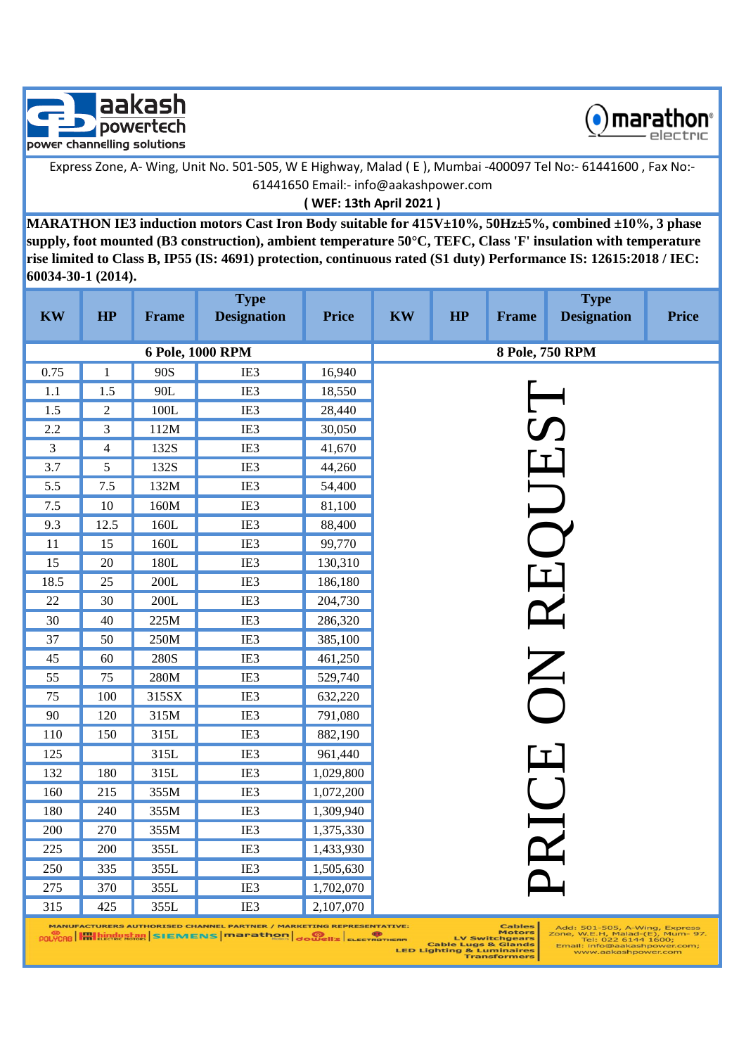aakash powertech
power channelling solutions

marathon electric

Express Zone, A- Wing, Unit No. 501-505, W E Highway, Malad ( E ), Mumbai -400097 Tel No:- 61441600 , Fax No:- 61441650 Email:- info@aakashpower.com

**( WEF: 13th April 2021 )**

**MARATHON IE3 induction motors Cast Iron Body suitable for 415V±10%, 50Hz±5%, combined ±10%, 3 phase supply, foot mounted (B3 construction), ambient temperature 50°C, TEFC, Class 'F' insulation with temperature rise limited to Class B, IP55 (IS: 4691) protection, continuous rated (S1 duty) Performance IS: 12615:2018 / IEC: 60034-30-1 (2014).**

| KW | HP | Frame | Type Designation | Price | KW | HP | Frame | Type Designation | Price |
|---|---|---|---|---|---|---|---|---|---|
| **6 Pole, 1000 RPM** | | | | | **8 Pole, 750 RPM** | | | | |
| 0.75 | 1 | 90S | IE3 | 16,940 | PRICE ON REQUEST | | | | |
| 1.1 | 1.5 | 90L | IE3 | 18,550 | | | | | |
| 1.5 | 2 | 100L | IE3 | 28,440 | | | | | |
| 2.2 | 3 | 112M | IE3 | 30,050 | | | | | |
| 3 | 4 | 132S | IE3 | 41,670 | | | | | |
| 3.7 | 5 | 132S | IE3 | 44,260 | | | | | |
| 5.5 | 7.5 | 132M | IE3 | 54,400 | | | | | |
| 7.5 | 10 | 160M | IE3 | 81,100 | | | | | |
| 9.3 | 12.5 | 160L | IE3 | 88,400 | | | | | |
| 11 | 15 | 160L | IE3 | 99,770 | | | | | |
| 15 | 20 | 180L | IE3 | 130,310 | | | | | |
| 18.5 | 25 | 200L | IE3 | 186,180 | | | | | |
| 22 | 30 | 200L | IE3 | 204,730 | | | | | |
| 30 | 40 | 225M | IE3 | 286,320 | | | | | |
| 37 | 50 | 250M | IE3 | 385,100 | | | | | |
| 45 | 60 | 280S | IE3 | 461,250 | | | | | |
| 55 | 75 | 280M | IE3 | 529,740 | | | | | |
| 75 | 100 | 315SX | IE3 | 632,220 | | | | | |
| 90 | 120 | 315M | IE3 | 791,080 | | | | | |
| 110 | 150 | 315L | IE3 | 882,190 | | | | | |
| 125 | | 315L | IE3 | 961,440 | | | | | |
| 132 | 180 | 315L | IE3 | 1,029,800 | | | | | |
| 160 | 215 | 355M | IE3 | 1,072,200 | | | | | |
| 180 | 240 | 355M | IE3 | 1,309,940 | | | | | |
| 200 | 270 | 355M | IE3 | 1,375,330 | | | | | |
| 225 | 200 | 355L | IE3 | 1,433,930 | | | | | |
| 250 | 335 | 355L | IE3 | 1,505,630 | | | | | |
| 275 | 370 | 355L | IE3 | 1,702,070 | | | | | |
| 315 | 425 | 355L | IE3 | 2,107,070 | | | | | |

MANUFACTURERS AUTHORISED CHANNEL PARTNER / MARKETING REPRESENTATIVE: POLYCAB | hindustan ELECTRIC MOTORS | SIEMENS | marathon Motors | dowells | ELECTROTHERM

Cables, Motors, LV Switchgears, Cable Lugs & Glands, LED Lighting & Luminaires, Transformers

Add: 501-505, A-Wing, Express Zone, W.E.H, Malad-(E), Mum- 97. Tel: 022 6144 1600; Email: info@aakashpower.com; www.aakashpower.com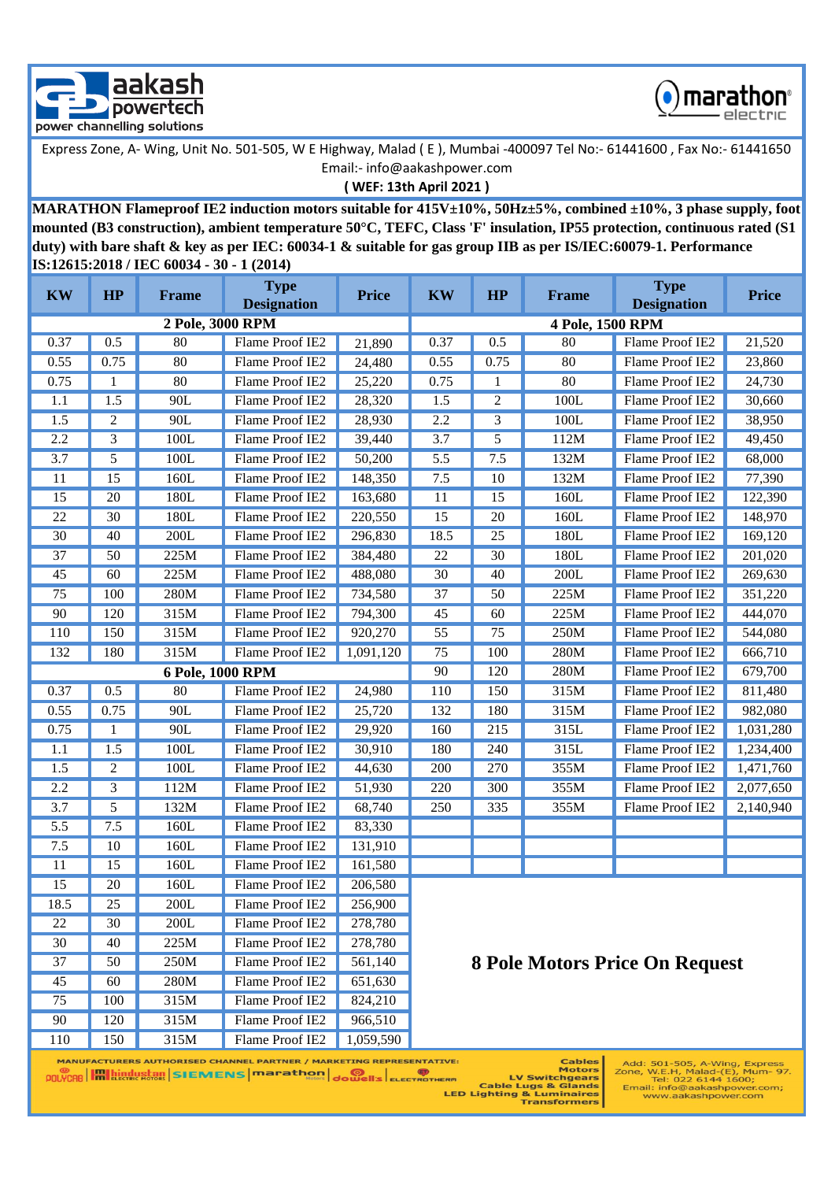**aakash powertech** — power channelling solutions

**marathon electric**

Express Zone, A- Wing, Unit No. 501-505, W E Highway, Malad ( E ), Mumbai -400097 Tel No:- 61441600 , Fax No:- 61441650
Email:- info@aakashpower.com

**( WEF: 13th April 2021 )**

**MARATHON Flameproof IE2 induction motors suitable for 415V±10%, 50Hz±5%, combined ±10%, 3 phase supply, foot mounted (B3 construction), ambient temperature 50°C, TEFC, Class 'F' insulation, IP55 protection, continuous rated (S1 duty) with bare shaft & key as per IEC: 60034-1 & suitable for gas group IIB as per IS/IEC:60079-1. Performance IS:12615:2018 / IEC 60034 - 30 - 1 (2014)**

| KW | HP | Frame | Type Designation | Price | KW | HP | Frame | Type Designation | Price |
|---|---|---|---|---|---|---|---|---|---|
| **2 Pole, 3000 RPM** | | | | | **4 Pole, 1500 RPM** | | | | |
| 0.37 | 0.5 | 80 | Flame Proof IE2 | 21,890 | 0.37 | 0.5 | 80 | Flame Proof IE2 | 21,520 |
| 0.55 | 0.75 | 80 | Flame Proof IE2 | 24,480 | 0.55 | 0.75 | 80 | Flame Proof IE2 | 23,860 |
| 0.75 | 1 | 80 | Flame Proof IE2 | 25,220 | 0.75 | 1 | 80 | Flame Proof IE2 | 24,730 |
| 1.1 | 1.5 | 90L | Flame Proof IE2 | 28,320 | 1.5 | 2 | 100L | Flame Proof IE2 | 30,660 |
| 1.5 | 2 | 90L | Flame Proof IE2 | 28,930 | 2.2 | 3 | 100L | Flame Proof IE2 | 38,950 |
| 2.2 | 3 | 100L | Flame Proof IE2 | 39,440 | 3.7 | 5 | 112M | Flame Proof IE2 | 49,450 |
| 3.7 | 5 | 100L | Flame Proof IE2 | 50,200 | 5.5 | 7.5 | 132M | Flame Proof IE2 | 68,000 |
| 11 | 15 | 160L | Flame Proof IE2 | 148,350 | 7.5 | 10 | 132M | Flame Proof IE2 | 77,390 |
| 15 | 20 | 180L | Flame Proof IE2 | 163,680 | 11 | 15 | 160L | Flame Proof IE2 | 122,390 |
| 22 | 30 | 180L | Flame Proof IE2 | 220,550 | 15 | 20 | 160L | Flame Proof IE2 | 148,970 |
| 30 | 40 | 200L | Flame Proof IE2 | 296,830 | 18.5 | 25 | 180L | Flame Proof IE2 | 169,120 |
| 37 | 50 | 225M | Flame Proof IE2 | 384,480 | 22 | 30 | 180L | Flame Proof IE2 | 201,020 |
| 45 | 60 | 225M | Flame Proof IE2 | 488,080 | 30 | 40 | 200L | Flame Proof IE2 | 269,630 |
| 75 | 100 | 280M | Flame Proof IE2 | 734,580 | 37 | 50 | 225M | Flame Proof IE2 | 351,220 |
| 90 | 120 | 315M | Flame Proof IE2 | 794,300 | 45 | 60 | 225M | Flame Proof IE2 | 444,070 |
| 110 | 150 | 315M | Flame Proof IE2 | 920,270 | 55 | 75 | 250M | Flame Proof IE2 | 544,080 |
| 132 | 180 | 315M | Flame Proof IE2 | 1,091,120 | 75 | 100 | 280M | Flame Proof IE2 | 666,710 |
| **6 Pole, 1000 RPM** | | | | | 90 | 120 | 280M | Flame Proof IE2 | 679,700 |
| 0.37 | 0.5 | 80 | Flame Proof IE2 | 24,980 | 110 | 150 | 315M | Flame Proof IE2 | 811,480 |
| 0.55 | 0.75 | 90L | Flame Proof IE2 | 25,720 | 132 | 180 | 315M | Flame Proof IE2 | 982,080 |
| 0.75 | 1 | 90L | Flame Proof IE2 | 29,920 | 160 | 215 | 315L | Flame Proof IE2 | 1,031,280 |
| 1.1 | 1.5 | 100L | Flame Proof IE2 | 30,910 | 180 | 240 | 315L | Flame Proof IE2 | 1,234,400 |
| 1.5 | 2 | 100L | Flame Proof IE2 | 44,630 | 200 | 270 | 355M | Flame Proof IE2 | 1,471,760 |
| 2.2 | 3 | 112M | Flame Proof IE2 | 51,930 | 220 | 300 | 355M | Flame Proof IE2 | 2,077,650 |
| 3.7 | 5 | 132M | Flame Proof IE2 | 68,740 | 250 | 335 | 355M | Flame Proof IE2 | 2,140,940 |
| 5.5 | 7.5 | 160L | Flame Proof IE2 | 83,330 | | | | | |
| 7.5 | 10 | 160L | Flame Proof IE2 | 131,910 | | | | | |
| 11 | 15 | 160L | Flame Proof IE2 | 161,580 | | | | | |
| 15 | 20 | 160L | Flame Proof IE2 | 206,580 | | | | | |
| 18.5 | 25 | 200L | Flame Proof IE2 | 256,900 | | | | | |
| 22 | 30 | 200L | Flame Proof IE2 | 278,780 | | | | | |
| 30 | 40 | 225M | Flame Proof IE2 | 278,780 | | | | | |
| 37 | 50 | 250M | Flame Proof IE2 | 561,140 | **8 Pole Motors Price On Request** | | | | |
| 45 | 60 | 280M | Flame Proof IE2 | 651,630 | | | | | |
| 75 | 100 | 315M | Flame Proof IE2 | 824,210 | | | | | |
| 90 | 120 | 315M | Flame Proof IE2 | 966,510 | | | | | |
| 110 | 150 | 315M | Flame Proof IE2 | 1,059,590 | | | | | |

MANUFACTURERS AUTHORISED CHANNEL PARTNER / MARKETING REPRESENTATIVE: POLYCAB | hindustan ELECTRIC MOTORS | SIEMENS | marathon Motors | dowell's | ELECTROTHERM

Cables, Motors, LV Switchgears, Cable Lugs & Glands, LED Lighting & Luminaires, Transformers

Add: 501-505, A-Wing, Express Zone, W.E.H, Malad-(E), Mum- 97. Tel: 022 6144 1600; Email: info@aakashpower.com; www.aakashpower.com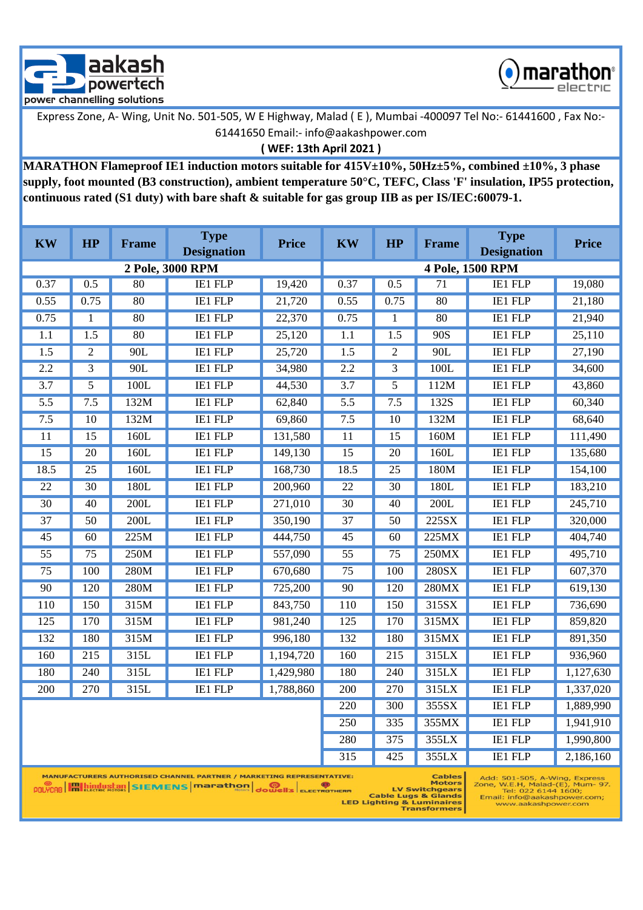aakash powertech
power channelling solutions

marathon electric

Express Zone, A- Wing, Unit No. 501-505, W E Highway, Malad ( E ), Mumbai -400097 Tel No:- 61441600 , Fax No:- 61441650 Email:- info@aakashpower.com

**( WEF: 13th April 2021 )**

**MARATHON Flameproof IE1 induction motors suitable for 415V±10%, 50Hz±5%, combined ±10%, 3 phase supply, foot mounted (B3 construction), ambient temperature 50°C, TEFC, Class 'F' insulation, IP55 protection, continuous rated (S1 duty) with bare shaft & suitable for gas group IIB as per IS/IEC:60079-1.**

| KW | HP | Frame | Type Designation | Price | KW | HP | Frame | Type Designation | Price |
|---|---|---|---|---|---|---|---|---|---|
| 2 Pole, 3000 RPM | | | | | 4 Pole, 1500 RPM | | | | |
| 0.37 | 0.5 | 80 | IE1 FLP | 19,420 | 0.37 | 0.5 | 71 | IE1 FLP | 19,080 |
| 0.55 | 0.75 | 80 | IE1 FLP | 21,720 | 0.55 | 0.75 | 80 | IE1 FLP | 21,180 |
| 0.75 | 1 | 80 | IE1 FLP | 22,370 | 0.75 | 1 | 80 | IE1 FLP | 21,940 |
| 1.1 | 1.5 | 80 | IE1 FLP | 25,120 | 1.1 | 1.5 | 90S | IE1 FLP | 25,110 |
| 1.5 | 2 | 90L | IE1 FLP | 25,720 | 1.5 | 2 | 90L | IE1 FLP | 27,190 |
| 2.2 | 3 | 90L | IE1 FLP | 34,980 | 2.2 | 3 | 100L | IE1 FLP | 34,600 |
| 3.7 | 5 | 100L | IE1 FLP | 44,530 | 3.7 | 5 | 112M | IE1 FLP | 43,860 |
| 5.5 | 7.5 | 132M | IE1 FLP | 62,840 | 5.5 | 7.5 | 132S | IE1 FLP | 60,340 |
| 7.5 | 10 | 132M | IE1 FLP | 69,860 | 7.5 | 10 | 132M | IE1 FLP | 68,640 |
| 11 | 15 | 160L | IE1 FLP | 131,580 | 11 | 15 | 160M | IE1 FLP | 111,490 |
| 15 | 20 | 160L | IE1 FLP | 149,130 | 15 | 20 | 160L | IE1 FLP | 135,680 |
| 18.5 | 25 | 160L | IE1 FLP | 168,730 | 18.5 | 25 | 180M | IE1 FLP | 154,100 |
| 22 | 30 | 180L | IE1 FLP | 200,960 | 22 | 30 | 180L | IE1 FLP | 183,210 |
| 30 | 40 | 200L | IE1 FLP | 271,010 | 30 | 40 | 200L | IE1 FLP | 245,710 |
| 37 | 50 | 200L | IE1 FLP | 350,190 | 37 | 50 | 225SX | IE1 FLP | 320,000 |
| 45 | 60 | 225M | IE1 FLP | 444,750 | 45 | 60 | 225MX | IE1 FLP | 404,740 |
| 55 | 75 | 250M | IE1 FLP | 557,090 | 55 | 75 | 250MX | IE1 FLP | 495,710 |
| 75 | 100 | 280M | IE1 FLP | 670,680 | 75 | 100 | 280SX | IE1 FLP | 607,370 |
| 90 | 120 | 280M | IE1 FLP | 725,200 | 90 | 120 | 280MX | IE1 FLP | 619,130 |
| 110 | 150 | 315M | IE1 FLP | 843,750 | 110 | 150 | 315SX | IE1 FLP | 736,690 |
| 125 | 170 | 315M | IE1 FLP | 981,240 | 125 | 170 | 315MX | IE1 FLP | 859,820 |
| 132 | 180 | 315M | IE1 FLP | 996,180 | 132 | 180 | 315MX | IE1 FLP | 891,350 |
| 160 | 215 | 315L | IE1 FLP | 1,194,720 | 160 | 215 | 315LX | IE1 FLP | 936,960 |
| 180 | 240 | 315L | IE1 FLP | 1,429,980 | 180 | 240 | 315LX | IE1 FLP | 1,127,630 |
| 200 | 270 | 315L | IE1 FLP | 1,788,860 | 200 | 270 | 315LX | IE1 FLP | 1,337,020 |
| | | | | | 220 | 300 | 355SX | IE1 FLP | 1,889,990 |
| | | | | | 250 | 335 | 355MX | IE1 FLP | 1,941,910 |
| | | | | | 280 | 375 | 355LX | IE1 FLP | 1,990,800 |
| | | | | | 315 | 425 | 355LX | IE1 FLP | 2,186,160 |

MANUFACTURERS AUTHORISED CHANNEL PARTNER / MARKETING REPRESENTATIVE: POLYCAB | hindustan ELECTRIC MOTORS | SIEMENS | marathon Motors | dowells | ELECTROTHERM

Cables, Motors, LV Switchgears, Cable Lugs & Glands, LED Lighting & Luminaires, Transformers

Add: 501-505, A-Wing, Express Zone, W.E.H, Malad-(E), Mum- 97. Tel: 022 6144 1600; Email: info@aakashpower.com; www.aakashpower.com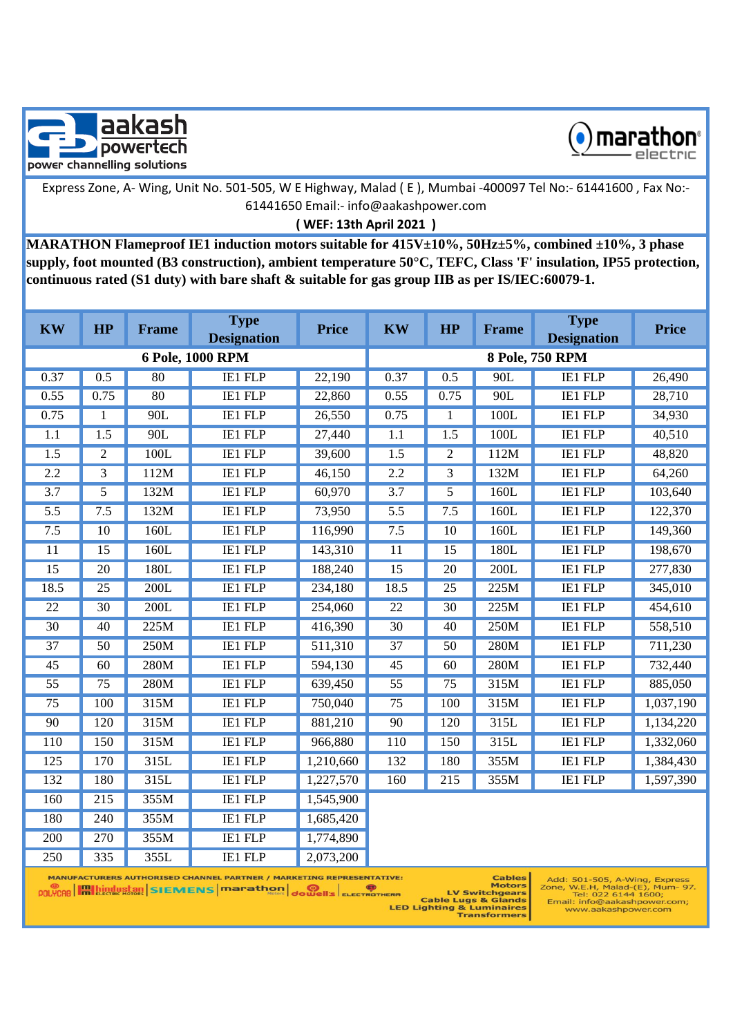aakash powertech
power channelling solutions

marathon electric

Express Zone, A- Wing, Unit No. 501-505, W E Highway, Malad ( E ), Mumbai -400097 Tel No:- 61441600 , Fax No:- 61441650 Email:- info@aakashpower.com

**( WEF: 13th April 2021 )**

**MARATHON Flameproof IE1 induction motors suitable for 415V±10%, 50Hz±5%, combined ±10%, 3 phase supply, foot mounted (B3 construction), ambient temperature 50°C, TEFC, Class 'F' insulation, IP55 protection, continuous rated (S1 duty) with bare shaft & suitable for gas group IIB as per IS/IEC:60079-1.**

| KW | HP | Frame | Type Designation | Price | KW | HP | Frame | Type Designation | Price |
|---|---|---|---|---|---|---|---|---|---|
| **6 Pole, 1000 RPM** | | | | | **8 Pole, 750 RPM** | | | | |
| 0.37 | 0.5 | 80 | IE1 FLP | 22,190 | 0.37 | 0.5 | 90L | IE1 FLP | 26,490 |
| 0.55 | 0.75 | 80 | IE1 FLP | 22,860 | 0.55 | 0.75 | 90L | IE1 FLP | 28,710 |
| 0.75 | 1 | 90L | IE1 FLP | 26,550 | 0.75 | 1 | 100L | IE1 FLP | 34,930 |
| 1.1 | 1.5 | 90L | IE1 FLP | 27,440 | 1.1 | 1.5 | 100L | IE1 FLP | 40,510 |
| 1.5 | 2 | 100L | IE1 FLP | 39,600 | 1.5 | 2 | 112M | IE1 FLP | 48,820 |
| 2.2 | 3 | 112M | IE1 FLP | 46,150 | 2.2 | 3 | 132M | IE1 FLP | 64,260 |
| 3.7 | 5 | 132M | IE1 FLP | 60,970 | 3.7 | 5 | 160L | IE1 FLP | 103,640 |
| 5.5 | 7.5 | 132M | IE1 FLP | 73,950 | 5.5 | 7.5 | 160L | IE1 FLP | 122,370 |
| 7.5 | 10 | 160L | IE1 FLP | 116,990 | 7.5 | 10 | 160L | IE1 FLP | 149,360 |
| 11 | 15 | 160L | IE1 FLP | 143,310 | 11 | 15 | 180L | IE1 FLP | 198,670 |
| 15 | 20 | 180L | IE1 FLP | 188,240 | 15 | 20 | 200L | IE1 FLP | 277,830 |
| 18.5 | 25 | 200L | IE1 FLP | 234,180 | 18.5 | 25 | 225M | IE1 FLP | 345,010 |
| 22 | 30 | 200L | IE1 FLP | 254,060 | 22 | 30 | 225M | IE1 FLP | 454,610 |
| 30 | 40 | 225M | IE1 FLP | 416,390 | 30 | 40 | 250M | IE1 FLP | 558,510 |
| 37 | 50 | 250M | IE1 FLP | 511,310 | 37 | 50 | 280M | IE1 FLP | 711,230 |
| 45 | 60 | 280M | IE1 FLP | 594,130 | 45 | 60 | 280M | IE1 FLP | 732,440 |
| 55 | 75 | 280M | IE1 FLP | 639,450 | 55 | 75 | 315M | IE1 FLP | 885,050 |
| 75 | 100 | 315M | IE1 FLP | 750,040 | 75 | 100 | 315M | IE1 FLP | 1,037,190 |
| 90 | 120 | 315M | IE1 FLP | 881,210 | 90 | 120 | 315L | IE1 FLP | 1,134,220 |
| 110 | 150 | 315M | IE1 FLP | 966,880 | 110 | 150 | 315L | IE1 FLP | 1,332,060 |
| 125 | 170 | 315L | IE1 FLP | 1,210,660 | 132 | 180 | 355M | IE1 FLP | 1,384,430 |
| 132 | 180 | 315L | IE1 FLP | 1,227,570 | 160 | 215 | 355M | IE1 FLP | 1,597,390 |
| 160 | 215 | 355M | IE1 FLP | 1,545,900 | | | | | |
| 180 | 240 | 355M | IE1 FLP | 1,685,420 | | | | | |
| 200 | 270 | 355M | IE1 FLP | 1,774,890 | | | | | |
| 250 | 335 | 355L | IE1 FLP | 2,073,200 | | | | | |

MANUFACTURERS AUTHORISED CHANNEL PARTNER / MARKETING REPRESENTATIVE:
POLYCAB | hindustan ELECTRIC MOTORS | SIEMENS | marathon Motors | dowell's | ELECTROTHERM

Cables
Motors
LV Switchgears
Cable Lugs & Glands
LED Lighting & Luminaires
Transformers

Add: 501-505, A-Wing, Express Zone, W.E.H, Malad-(E), Mum- 97.
Tel: 022 6144 1600;
Email: info@aakashpower.com;
www.aakashpower.com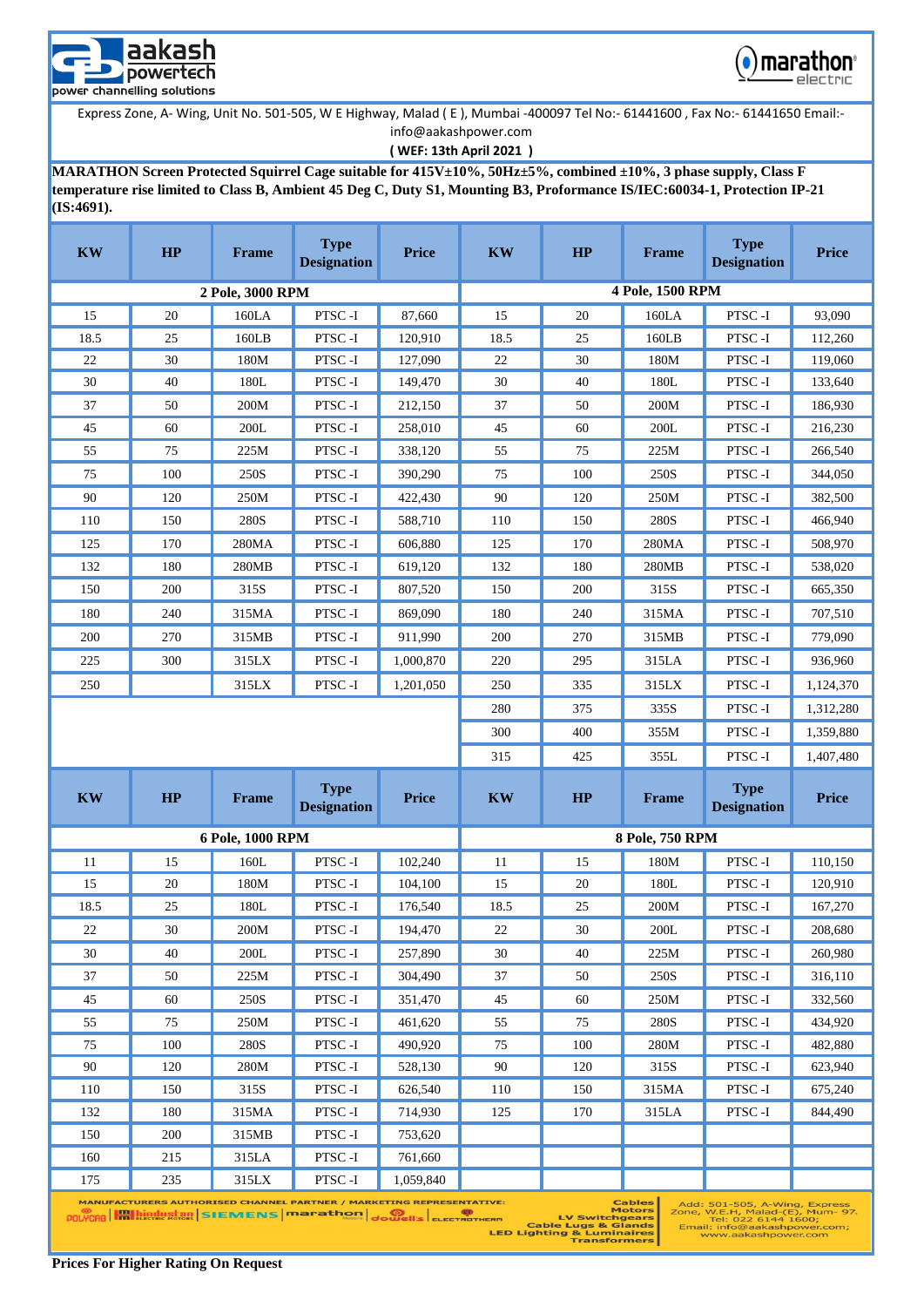aakash powertech — power channelling solutions

marathon electric

Express Zone, A- Wing, Unit No. 501-505, W E Highway, Malad ( E ), Mumbai -400097 Tel No:- 61441600 , Fax No:- 61441650 Email:- info@aakashpower.com

**( WEF: 13th April 2021 )**

**MARATHON Screen Protected Squirrel Cage suitable for 415V±10%, 50Hz±5%, combined ±10%, 3 phase supply, Class F temperature rise limited to Class B, Ambient 45 Deg C, Duty S1, Mounting B3, Proformance IS/IEC:60034-1, Protection IP-21 (IS:4691).**

| KW | HP | Frame | Type Designation | Price | KW | HP | Frame | Type Designation | Price |
|---|---|---|---|---|---|---|---|---|---|
| **2 Pole, 3000 RPM** | | | | | **4 Pole, 1500 RPM** | | | | |
| 15 | 20 | 160LA | PTSC -I | 87,660 | 15 | 20 | 160LA | PTSC -I | 93,090 |
| 18.5 | 25 | 160LB | PTSC -I | 120,910 | 18.5 | 25 | 160LB | PTSC -I | 112,260 |
| 22 | 30 | 180M | PTSC -I | 127,090 | 22 | 30 | 180M | PTSC -I | 119,060 |
| 30 | 40 | 180L | PTSC -I | 149,470 | 30 | 40 | 180L | PTSC -I | 133,640 |
| 37 | 50 | 200M | PTSC -I | 212,150 | 37 | 50 | 200M | PTSC -I | 186,930 |
| 45 | 60 | 200L | PTSC -I | 258,010 | 45 | 60 | 200L | PTSC -I | 216,230 |
| 55 | 75 | 225M | PTSC -I | 338,120 | 55 | 75 | 225M | PTSC -I | 266,540 |
| 75 | 100 | 250S | PTSC -I | 390,290 | 75 | 100 | 250S | PTSC -I | 344,050 |
| 90 | 120 | 250M | PTSC -I | 422,430 | 90 | 120 | 250M | PTSC -I | 382,500 |
| 110 | 150 | 280S | PTSC -I | 588,710 | 110 | 150 | 280S | PTSC -I | 466,940 |
| 125 | 170 | 280MA | PTSC -I | 606,880 | 125 | 170 | 280MA | PTSC -I | 508,970 |
| 132 | 180 | 280MB | PTSC -I | 619,120 | 132 | 180 | 280MB | PTSC -I | 538,020 |
| 150 | 200 | 315S | PTSC -I | 807,520 | 150 | 200 | 315S | PTSC -I | 665,350 |
| 180 | 240 | 315MA | PTSC -I | 869,090 | 180 | 240 | 315MA | PTSC -I | 707,510 |
| 200 | 270 | 315MB | PTSC -I | 911,990 | 200 | 270 | 315MB | PTSC -I | 779,090 |
| 225 | 300 | 315LX | PTSC -I | 1,000,870 | 220 | 295 | 315LA | PTSC -I | 936,960 |
| 250 | | 315LX | PTSC -I | 1,201,050 | 250 | 335 | 315LX | PTSC -I | 1,124,370 |
| | | | | | 280 | 375 | 335S | PTSC -I | 1,312,280 |
| | | | | | 300 | 400 | 355M | PTSC -I | 1,359,880 |
| | | | | | 315 | 425 | 355L | PTSC -I | 1,407,480 |

| KW | HP | Frame | Type Designation | Price | KW | HP | Frame | Type Designation | Price |
|---|---|---|---|---|---|---|---|---|---|
| **6 Pole, 1000 RPM** | | | | | **8 Pole, 750 RPM** | | | | |
| 11 | 15 | 160L | PTSC -I | 102,240 | 11 | 15 | 180M | PTSC -I | 110,150 |
| 15 | 20 | 180M | PTSC -I | 104,100 | 15 | 20 | 180L | PTSC -I | 120,910 |
| 18.5 | 25 | 180L | PTSC -I | 176,540 | 18.5 | 25 | 200M | PTSC -I | 167,270 |
| 22 | 30 | 200M | PTSC -I | 194,470 | 22 | 30 | 200L | PTSC -I | 208,680 |
| 30 | 40 | 200L | PTSC -I | 257,890 | 30 | 40 | 225M | PTSC -I | 260,980 |
| 37 | 50 | 225M | PTSC -I | 304,490 | 37 | 50 | 250S | PTSC -I | 316,110 |
| 45 | 60 | 250S | PTSC -I | 351,470 | 45 | 60 | 250M | PTSC -I | 332,560 |
| 55 | 75 | 250M | PTSC -I | 461,620 | 55 | 75 | 280S | PTSC -I | 434,920 |
| 75 | 100 | 280S | PTSC -I | 490,920 | 75 | 100 | 280M | PTSC -I | 482,880 |
| 90 | 120 | 280M | PTSC -I | 528,130 | 90 | 120 | 315S | PTSC -I | 623,940 |
| 110 | 150 | 315S | PTSC -I | 626,540 | 110 | 150 | 315MA | PTSC -I | 675,240 |
| 132 | 180 | 315MA | PTSC -I | 714,930 | 125 | 170 | 315LA | PTSC -I | 844,490 |
| 150 | 200 | 315MB | PTSC -I | 753,620 | | | | | |
| 160 | 215 | 315LA | PTSC -I | 761,660 | | | | | |
| 175 | 235 | 315LX | PTSC -I | 1,059,840 | | | | | |

MANUFACTURERS AUTHORISED CHANNEL PARTNER / MARKETING REPRESENTATIVE: POLYCAB | Hindustan Electric Motors | SIEMENS | marathon | dowells | ELECTROTHERM — Cables, Motors, LV Switchgears, Cable Lugs & Glands, LED Lighting & Luminaires, Transformers — Add: 501-505, A-Wing, Express Zone, W.E.H, Malad-(E), Mum- 97. Tel: 022 6144 1600; Email: info@aakashpower.com; www.aakashpower.com

**Prices For Higher Rating On Request**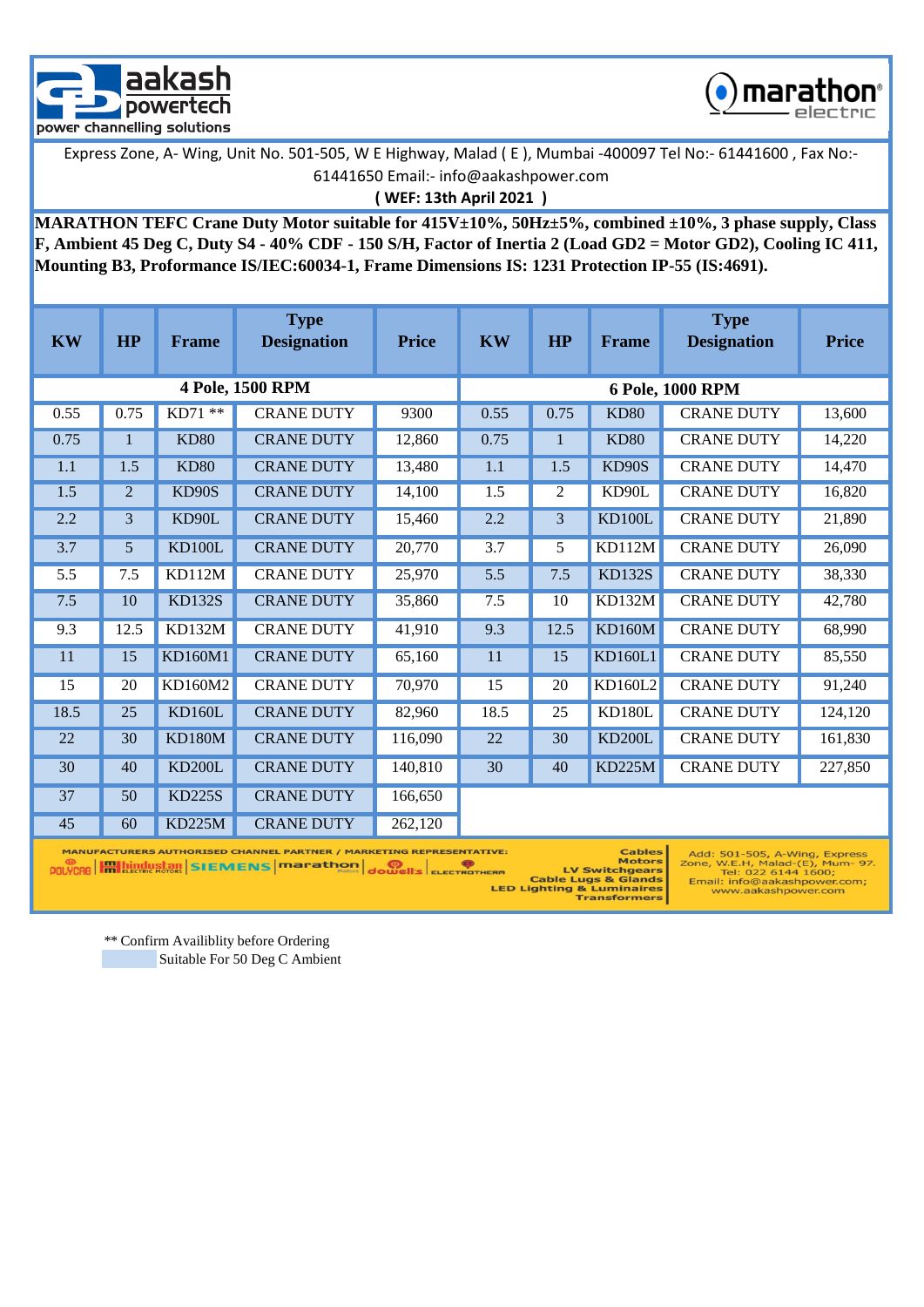aakash powertech
power channelling solutions

marathon electric

Express Zone, A- Wing, Unit No. 501-505, W E Highway, Malad ( E ), Mumbai -400097 Tel No:- 61441600 , Fax No:- 61441650 Email:- info@aakashpower.com

**( WEF: 13th April 2021 )**

**MARATHON TEFC Crane Duty Motor suitable for 415V±10%, 50Hz±5%, combined ±10%, 3 phase supply, Class F, Ambient 45 Deg C, Duty S4 - 40% CDF - 150 S/H, Factor of Inertia 2 (Load GD2 = Motor GD2), Cooling IC 411, Mounting B3, Proformance IS/IEC:60034-1, Frame Dimensions IS: 1231 Protection IP-55 (IS:4691).**

| KW | HP | Frame | Type Designation | Price | KW | HP | Frame | Type Designation | Price |
|---|---|---|---|---|---|---|---|---|---|
| **4 Pole, 1500 RPM** | | | | | **6 Pole, 1000 RPM** | | | | |
| 0.55 | 0.75 | KD71 ** | CRANE DUTY | 9300 | 0.55 | 0.75 | KD80 | CRANE DUTY | 13,600 |
| 0.75 | 1 | KD80 | CRANE DUTY | 12,860 | 0.75 | 1 | KD80 | CRANE DUTY | 14,220 |
| 1.1 | 1.5 | KD80 | CRANE DUTY | 13,480 | 1.1 | 1.5 | KD90S | CRANE DUTY | 14,470 |
| 1.5 | 2 | KD90S | CRANE DUTY | 14,100 | 1.5 | 2 | KD90L | CRANE DUTY | 16,820 |
| 2.2 | 3 | KD90L | CRANE DUTY | 15,460 | 2.2 | 3 | KD100L | CRANE DUTY | 21,890 |
| 3.7 | 5 | KD100L | CRANE DUTY | 20,770 | 3.7 | 5 | KD112M | CRANE DUTY | 26,090 |
| 5.5 | 7.5 | KD112M | CRANE DUTY | 25,970 | 5.5 | 7.5 | KD132S | CRANE DUTY | 38,330 |
| 7.5 | 10 | KD132S | CRANE DUTY | 35,860 | 7.5 | 10 | KD132M | CRANE DUTY | 42,780 |
| 9.3 | 12.5 | KD132M | CRANE DUTY | 41,910 | 9.3 | 12.5 | KD160M | CRANE DUTY | 68,990 |
| 11 | 15 | KD160M1 | CRANE DUTY | 65,160 | 11 | 15 | KD160L1 | CRANE DUTY | 85,550 |
| 15 | 20 | KD160M2 | CRANE DUTY | 70,970 | 15 | 20 | KD160L2 | CRANE DUTY | 91,240 |
| 18.5 | 25 | KD160L | CRANE DUTY | 82,960 | 18.5 | 25 | KD180L | CRANE DUTY | 124,120 |
| 22 | 30 | KD180M | CRANE DUTY | 116,090 | 22 | 30 | KD200L | CRANE DUTY | 161,830 |
| 30 | 40 | KD200L | CRANE DUTY | 140,810 | 30 | 40 | KD225M | CRANE DUTY | 227,850 |
| 37 | 50 | KD225S | CRANE DUTY | 166,650 | | | | | |
| 45 | 60 | KD225M | CRANE DUTY | 262,120 | | | | | |

MANUFACTURERS AUTHORISED CHANNEL PARTNER / MARKETING REPRESENTATIVE: POLYCAB | hindustan ELECTRIC MOTORS | SIEMENS | marathon Motors | dowell's | ELECTROTHERM

Cables, Motors, LV Switchgears, Cable Lugs & Glands, LED Lighting & Luminaires, Transformers

Add: 501-505, A-Wing, Express Zone, W.E.H, Malad-(E), Mum- 97. Tel: 022 6144 1600; Email: info@aakashpower.com; www.aakashpower.com

** Confirm Availiblity before Ordering

Suitable For 50 Deg C Ambient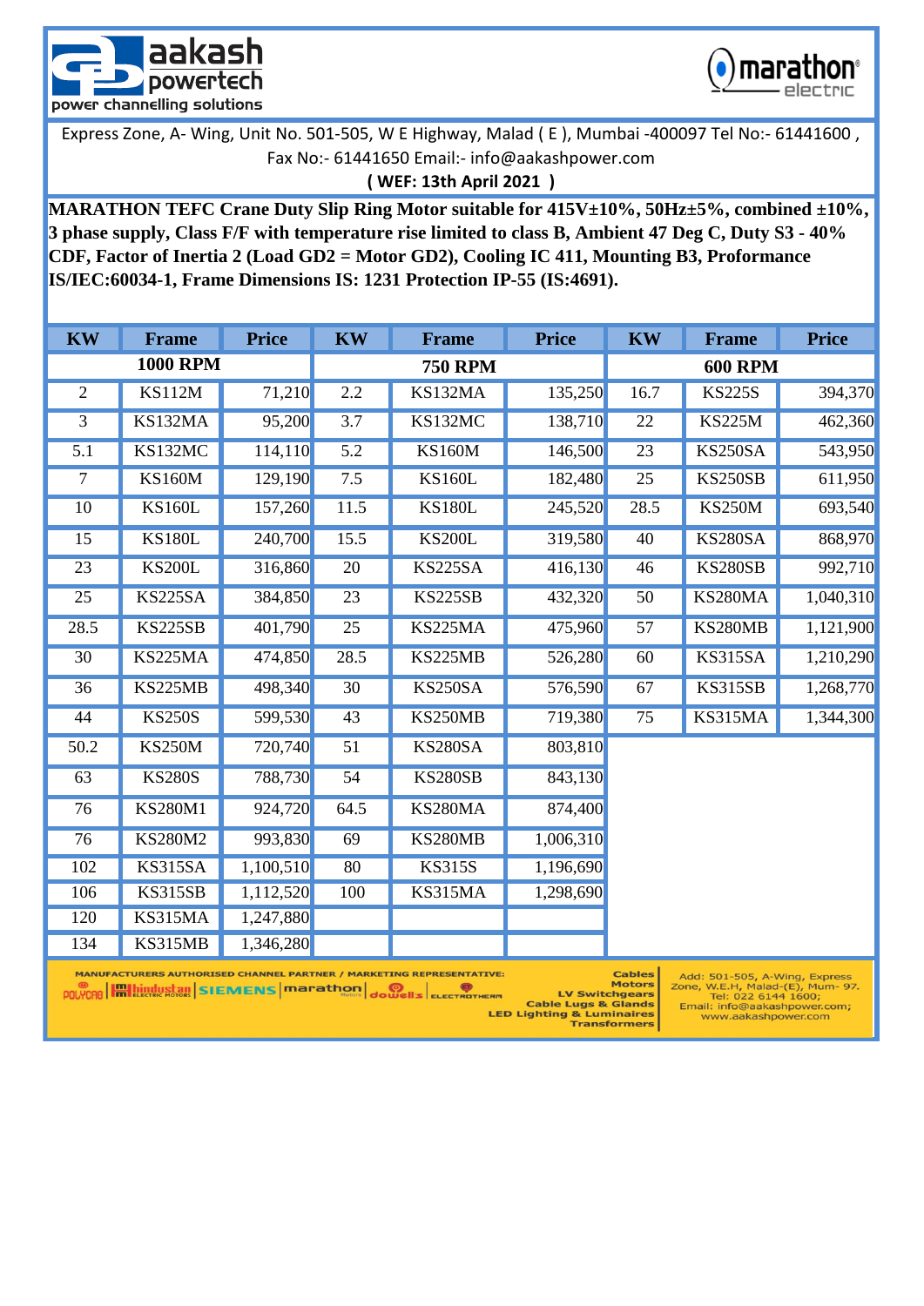aakash powertech
power channelling solutions

marathon electric

Express Zone, A- Wing, Unit No. 501-505, W E Highway, Malad ( E ), Mumbai -400097 Tel No:- 61441600 , Fax No:- 61441650 Email:- info@aakashpower.com

**( WEF: 13th April 2021 )**

**MARATHON TEFC Crane Duty Slip Ring Motor suitable for 415V±10%, 50Hz±5%, combined ±10%, 3 phase supply, Class F/F with temperature rise limited to class B, Ambient 47 Deg C, Duty S3 - 40% CDF, Factor of Inertia 2 (Load GD2 = Motor GD2), Cooling IC 411, Mounting B3, Proformance IS/IEC:60034-1, Frame Dimensions IS: 1231 Protection IP-55 (IS:4691).**

| KW | Frame | Price | KW | Frame | Price | KW | Frame | Price |
|---|---|---|---|---|---|---|---|---|
| **1000 RPM** | | | **750 RPM** | | | **600 RPM** | | |
| 2 | KS112M | 71,210 | 2.2 | KS132MA | 135,250 | 16.7 | KS225S | 394,370 |
| 3 | KS132MA | 95,200 | 3.7 | KS132MC | 138,710 | 22 | KS225M | 462,360 |
| 5.1 | KS132MC | 114,110 | 5.2 | KS160M | 146,500 | 23 | KS250SA | 543,950 |
| 7 | KS160M | 129,190 | 7.5 | KS160L | 182,480 | 25 | KS250SB | 611,950 |
| 10 | KS160L | 157,260 | 11.5 | KS180L | 245,520 | 28.5 | KS250M | 693,540 |
| 15 | KS180L | 240,700 | 15.5 | KS200L | 319,580 | 40 | KS280SA | 868,970 |
| 23 | KS200L | 316,860 | 20 | KS225SA | 416,130 | 46 | KS280SB | 992,710 |
| 25 | KS225SA | 384,850 | 23 | KS225SB | 432,320 | 50 | KS280MA | 1,040,310 |
| 28.5 | KS225SB | 401,790 | 25 | KS225MA | 475,960 | 57 | KS280MB | 1,121,900 |
| 30 | KS225MA | 474,850 | 28.5 | KS225MB | 526,280 | 60 | KS315SA | 1,210,290 |
| 36 | KS225MB | 498,340 | 30 | KS250SA | 576,590 | 67 | KS315SB | 1,268,770 |
| 44 | KS250S | 599,530 | 43 | KS250MB | 719,380 | 75 | KS315MA | 1,344,300 |
| 50.2 | KS250M | 720,740 | 51 | KS280SA | 803,810 | | | |
| 63 | KS280S | 788,730 | 54 | KS280SB | 843,130 | | | |
| 76 | KS280M1 | 924,720 | 64.5 | KS280MA | 874,400 | | | |
| 76 | KS280M2 | 993,830 | 69 | KS280MB | 1,006,310 | | | |
| 102 | KS315SA | 1,100,510 | 80 | KS315S | 1,196,690 | | | |
| 106 | KS315SB | 1,112,520 | 100 | KS315MA | 1,298,690 | | | |
| 120 | KS315MA | 1,247,880 | | | | | | |
| 134 | KS315MB | 1,346,280 | | | | | | |

MANUFACTURERS AUTHORISED CHANNEL PARTNER / MARKETING REPRESENTATIVE: POLYCAB | hindustan ELECTRIC MOTORS | SIEMENS | marathon | dowells | ELECTROTHERM

Cables
Motors
LV Switchgears
Cable Lugs & Glands
LED Lighting & Luminaires
Transformers

Add: 501-505, A-Wing, Express Zone, W.E.H, Malad-(E), Mum- 97. Tel: 022 6144 1600; Email: info@aakashpower.com; www.aakashpower.com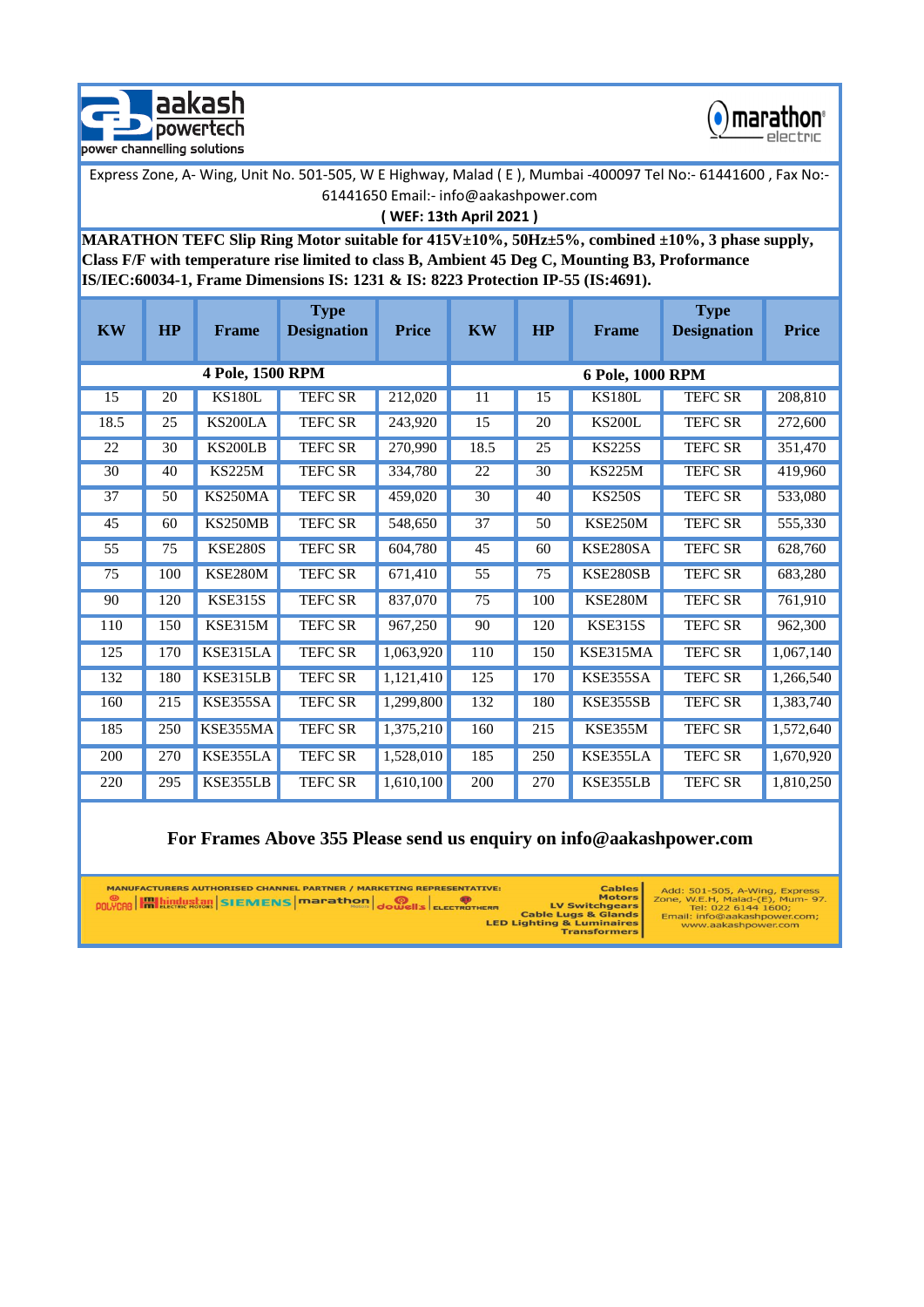aakash powertech
power channelling solutions

marathon electric

Express Zone, A- Wing, Unit No. 501-505, W E Highway, Malad ( E ), Mumbai -400097 Tel No:- 61441600 , Fax No:- 61441650 Email:- info@aakashpower.com

**( WEF: 13th April 2021 )**

**MARATHON TEFC Slip Ring Motor suitable for 415V±10%, 50Hz±5%, combined ±10%, 3 phase supply, Class F/F with temperature rise limited to class B, Ambient 45 Deg C, Mounting B3, Proformance IS/IEC:60034-1, Frame Dimensions IS: 1231 & IS: 8223 Protection IP-55 (IS:4691).**

| KW | HP | Frame | Type Designation | Price | KW | HP | Frame | Type Designation | Price |
|---|---|---|---|---|---|---|---|---|---|
| **4 Pole, 1500 RPM** | | | | | **6 Pole, 1000 RPM** | | | | |
| 15 | 20 | KS180L | TEFC SR | 212,020 | 11 | 15 | KS180L | TEFC SR | 208,810 |
| 18.5 | 25 | KS200LA | TEFC SR | 243,920 | 15 | 20 | KS200L | TEFC SR | 272,600 |
| 22 | 30 | KS200LB | TEFC SR | 270,990 | 18.5 | 25 | KS225S | TEFC SR | 351,470 |
| 30 | 40 | KS225M | TEFC SR | 334,780 | 22 | 30 | KS225M | TEFC SR | 419,960 |
| 37 | 50 | KS250MA | TEFC SR | 459,020 | 30 | 40 | KS250S | TEFC SR | 533,080 |
| 45 | 60 | KS250MB | TEFC SR | 548,650 | 37 | 50 | KSE250M | TEFC SR | 555,330 |
| 55 | 75 | KSE280S | TEFC SR | 604,780 | 45 | 60 | KSE280SA | TEFC SR | 628,760 |
| 75 | 100 | KSE280M | TEFC SR | 671,410 | 55 | 75 | KSE280SB | TEFC SR | 683,280 |
| 90 | 120 | KSE315S | TEFC SR | 837,070 | 75 | 100 | KSE280M | TEFC SR | 761,910 |
| 110 | 150 | KSE315M | TEFC SR | 967,250 | 90 | 120 | KSE315S | TEFC SR | 962,300 |
| 125 | 170 | KSE315LA | TEFC SR | 1,063,920 | 110 | 150 | KSE315MA | TEFC SR | 1,067,140 |
| 132 | 180 | KSE315LB | TEFC SR | 1,121,410 | 125 | 170 | KSE355SA | TEFC SR | 1,266,540 |
| 160 | 215 | KSE355SA | TEFC SR | 1,299,800 | 132 | 180 | KSE355SB | TEFC SR | 1,383,740 |
| 185 | 250 | KSE355MA | TEFC SR | 1,375,210 | 160 | 215 | KSE355M | TEFC SR | 1,572,640 |
| 200 | 270 | KSE355LA | TEFC SR | 1,528,010 | 185 | 250 | KSE355LA | TEFC SR | 1,670,920 |
| 220 | 295 | KSE355LB | TEFC SR | 1,610,100 | 200 | 270 | KSE355LB | TEFC SR | 1,810,250 |

**For Frames Above 355 Please send us enquiry on info@aakashpower.com**

MANUFACTURERS AUTHORISED CHANNEL PARTNER / MARKETING REPRESENTATIVE: POLYCAB | hindustan | SIEMENS | marathon | dowells | ELECTROTHERM

Cables
Motors
LV Switchgears
Cable Lugs & Glands
LED Lighting & Luminaires
Transformers

Add: 501-505, A-Wing, Express Zone, W.E.H, Malad-(E), Mum- 97. Tel: 022 6144 1600; Email: info@aakashpower.com; www.aakashpower.com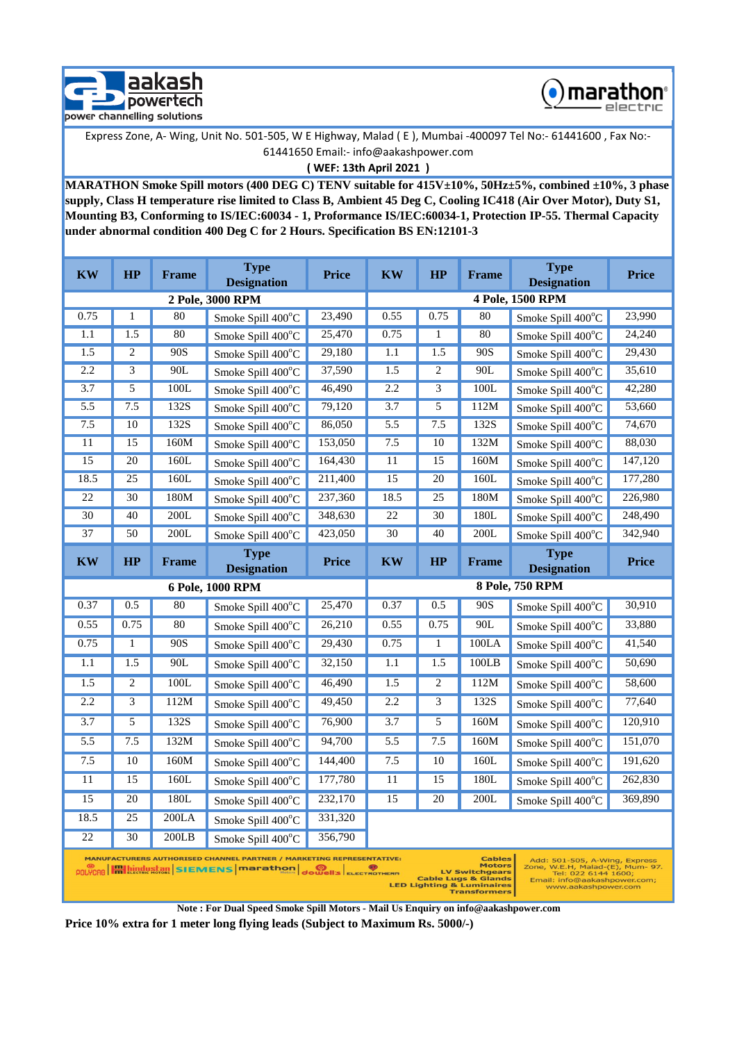aakash powertech — power channelling solutions

marathon electric

Express Zone, A- Wing, Unit No. 501-505, W E Highway, Malad ( E ), Mumbai -400097 Tel No:- 61441600 , Fax No:- 61441650 Email:- info@aakashpower.com

**( WEF: 13th April 2021 )**

**MARATHON Smoke Spill motors (400 DEG C) TENV suitable for 415V±10%, 50Hz±5%, combined ±10%, 3 phase supply, Class H temperature rise limited to Class B, Ambient 45 Deg C, Cooling IC418 (Air Over Motor), Duty S1, Mounting B3, Conforming to IS/IEC:60034 - 1, Proformance IS/IEC:60034-1, Protection IP-55. Thermal Capacity under abnormal condition 400 Deg C for 2 Hours. Specification BS EN:12101-3**

| KW | HP | Frame | Type Designation | Price | KW | HP | Frame | Type Designation | Price |
|---|---|---|---|---|---|---|---|---|---|
| **2 Pole, 3000 RPM** | | | | | **4 Pole, 1500 RPM** | | | | |
| 0.75 | 1 | 80 | Smoke Spill 400°C | 23,490 | 0.55 | 0.75 | 80 | Smoke Spill 400°C | 23,990 |
| 1.1 | 1.5 | 80 | Smoke Spill 400°C | 25,470 | 0.75 | 1 | 80 | Smoke Spill 400°C | 24,240 |
| 1.5 | 2 | 90S | Smoke Spill 400°C | 29,180 | 1.1 | 1.5 | 90S | Smoke Spill 400°C | 29,430 |
| 2.2 | 3 | 90L | Smoke Spill 400°C | 37,590 | 1.5 | 2 | 90L | Smoke Spill 400°C | 35,610 |
| 3.7 | 5 | 100L | Smoke Spill 400°C | 46,490 | 2.2 | 3 | 100L | Smoke Spill 400°C | 42,280 |
| 5.5 | 7.5 | 132S | Smoke Spill 400°C | 79,120 | 3.7 | 5 | 112M | Smoke Spill 400°C | 53,660 |
| 7.5 | 10 | 132S | Smoke Spill 400°C | 86,050 | 5.5 | 7.5 | 132S | Smoke Spill 400°C | 74,670 |
| 11 | 15 | 160M | Smoke Spill 400°C | 153,050 | 7.5 | 10 | 132M | Smoke Spill 400°C | 88,030 |
| 15 | 20 | 160L | Smoke Spill 400°C | 164,430 | 11 | 15 | 160M | Smoke Spill 400°C | 147,120 |
| 18.5 | 25 | 160L | Smoke Spill 400°C | 211,400 | 15 | 20 | 160L | Smoke Spill 400°C | 177,280 |
| 22 | 30 | 180M | Smoke Spill 400°C | 237,360 | 18.5 | 25 | 180M | Smoke Spill 400°C | 226,980 |
| 30 | 40 | 200L | Smoke Spill 400°C | 348,630 | 22 | 30 | 180L | Smoke Spill 400°C | 248,490 |
| 37 | 50 | 200L | Smoke Spill 400°C | 423,050 | 30 | 40 | 200L | Smoke Spill 400°C | 342,940 |

| KW | HP | Frame | Type Designation | Price | KW | HP | Frame | Type Designation | Price |
|---|---|---|---|---|---|---|---|---|---|
| **6 Pole, 1000 RPM** | | | | | **8 Pole, 750 RPM** | | | | |
| 0.37 | 0.5 | 80 | Smoke Spill 400°C | 25,470 | 0.37 | 0.5 | 90S | Smoke Spill 400°C | 30,910 |
| 0.55 | 0.75 | 80 | Smoke Spill 400°C | 26,210 | 0.55 | 0.75 | 90L | Smoke Spill 400°C | 33,880 |
| 0.75 | 1 | 90S | Smoke Spill 400°C | 29,430 | 0.75 | 1 | 100LA | Smoke Spill 400°C | 41,540 |
| 1.1 | 1.5 | 90L | Smoke Spill 400°C | 32,150 | 1.1 | 1.5 | 100LB | Smoke Spill 400°C | 50,690 |
| 1.5 | 2 | 100L | Smoke Spill 400°C | 46,490 | 1.5 | 2 | 112M | Smoke Spill 400°C | 58,600 |
| 2.2 | 3 | 112M | Smoke Spill 400°C | 49,450 | 2.2 | 3 | 132S | Smoke Spill 400°C | 77,640 |
| 3.7 | 5 | 132S | Smoke Spill 400°C | 76,900 | 3.7 | 5 | 160M | Smoke Spill 400°C | 120,910 |
| 5.5 | 7.5 | 132M | Smoke Spill 400°C | 94,700 | 5.5 | 7.5 | 160M | Smoke Spill 400°C | 151,070 |
| 7.5 | 10 | 160M | Smoke Spill 400°C | 144,400 | 7.5 | 10 | 160L | Smoke Spill 400°C | 191,620 |
| 11 | 15 | 160L | Smoke Spill 400°C | 177,780 | 11 | 15 | 180L | Smoke Spill 400°C | 262,830 |
| 15 | 20 | 180L | Smoke Spill 400°C | 232,170 | 15 | 20 | 200L | Smoke Spill 400°C | 369,890 |
| 18.5 | 25 | 200LA | Smoke Spill 400°C | 331,320 | | | | | |
| 22 | 30 | 200LB | Smoke Spill 400°C | 356,790 | | | | | |

MANUFACTURERS AUTHORISED CHANNEL PARTNER / MARKETING REPRESENTATIVE: POLYCAB | hindustan electric motors | SIEMENS | marathon | dowells | ELECTROTHERM — Cables, Motors, LV Switchgears, Cable Lugs & Glands, LED Lighting & Luminaires, Transformers — Add: 501-505, A-Wing, Express Zone, W.E.H, Malad-(E), Mum- 97. Tel: 022 6144 1600; Email: info@aakashpower.com; www.aakashpower.com

**Note : For Dual Speed Smoke Spill Motors - Mail Us Enquiry on info@aakashpower.com**

**Price 10% extra for 1 meter long flying leads (Subject to Maximum Rs. 5000/-)**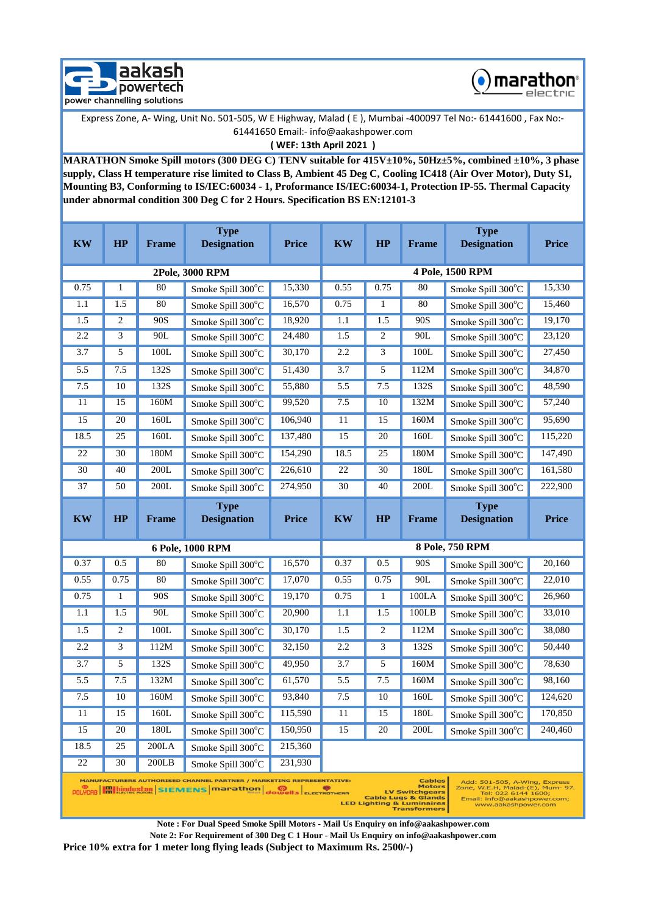aakash powertech
power channelling solutions

marathon electric

Express Zone, A- Wing, Unit No. 501-505, W E Highway, Malad ( E ), Mumbai -400097 Tel No:- 61441600 , Fax No:- 61441650 Email:- info@aakashpower.com

**( WEF: 13th April 2021 )**

**MARATHON Smoke Spill motors (300 DEG C) TENV suitable for 415V±10%, 50Hz±5%, combined ±10%, 3 phase supply, Class H temperature rise limited to Class B, Ambient 45 Deg C, Cooling IC418 (Air Over Motor), Duty S1, Mounting B3, Conforming to IS/IEC:60034 - 1, Proformance IS/IEC:60034-1, Protection IP-55. Thermal Capacity under abnormal condition 300 Deg C for 2 Hours. Specification BS EN:12101-3**

| KW | HP | Frame | Type Designation | Price | KW | HP | Frame | Type Designation | Price |
|---|---|---|---|---|---|---|---|---|---|
| **2Pole, 3000 RPM** | | | | | **4 Pole, 1500 RPM** | | | | |
| 0.75 | 1 | 80 | Smoke Spill 300°C | 15,330 | 0.55 | 0.75 | 80 | Smoke Spill 300°C | 15,330 |
| 1.1 | 1.5 | 80 | Smoke Spill 300°C | 16,570 | 0.75 | 1 | 80 | Smoke Spill 300°C | 15,460 |
| 1.5 | 2 | 90S | Smoke Spill 300°C | 18,920 | 1.1 | 1.5 | 90S | Smoke Spill 300°C | 19,170 |
| 2.2 | 3 | 90L | Smoke Spill 300°C | 24,480 | 1.5 | 2 | 90L | Smoke Spill 300°C | 23,120 |
| 3.7 | 5 | 100L | Smoke Spill 300°C | 30,170 | 2.2 | 3 | 100L | Smoke Spill 300°C | 27,450 |
| 5.5 | 7.5 | 132S | Smoke Spill 300°C | 51,430 | 3.7 | 5 | 112M | Smoke Spill 300°C | 34,870 |
| 7.5 | 10 | 132S | Smoke Spill 300°C | 55,880 | 5.5 | 7.5 | 132S | Smoke Spill 300°C | 48,590 |
| 11 | 15 | 160M | Smoke Spill 300°C | 99,520 | 7.5 | 10 | 132M | Smoke Spill 300°C | 57,240 |
| 15 | 20 | 160L | Smoke Spill 300°C | 106,940 | 11 | 15 | 160M | Smoke Spill 300°C | 95,690 |
| 18.5 | 25 | 160L | Smoke Spill 300°C | 137,480 | 15 | 20 | 160L | Smoke Spill 300°C | 115,220 |
| 22 | 30 | 180M | Smoke Spill 300°C | 154,290 | 18.5 | 25 | 180M | Smoke Spill 300°C | 147,490 |
| 30 | 40 | 200L | Smoke Spill 300°C | 226,610 | 22 | 30 | 180L | Smoke Spill 300°C | 161,580 |
| 37 | 50 | 200L | Smoke Spill 300°C | 274,950 | 30 | 40 | 200L | Smoke Spill 300°C | 222,900 |

| KW | HP | Frame | Type Designation | Price | KW | HP | Frame | Type Designation | Price |
|---|---|---|---|---|---|---|---|---|---|
| **6 Pole, 1000 RPM** | | | | | **8 Pole, 750 RPM** | | | | |
| 0.37 | 0.5 | 80 | Smoke Spill 300°C | 16,570 | 0.37 | 0.5 | 90S | Smoke Spill 300°C | 20,160 |
| 0.55 | 0.75 | 80 | Smoke Spill 300°C | 17,070 | 0.55 | 0.75 | 90L | Smoke Spill 300°C | 22,010 |
| 0.75 | 1 | 90S | Smoke Spill 300°C | 19,170 | 0.75 | 1 | 100LA | Smoke Spill 300°C | 26,960 |
| 1.1 | 1.5 | 90L | Smoke Spill 300°C | 20,900 | 1.1 | 1.5 | 100LB | Smoke Spill 300°C | 33,010 |
| 1.5 | 2 | 100L | Smoke Spill 300°C | 30,170 | 1.5 | 2 | 112M | Smoke Spill 300°C | 38,080 |
| 2.2 | 3 | 112M | Smoke Spill 300°C | 32,150 | 2.2 | 3 | 132S | Smoke Spill 300°C | 50,440 |
| 3.7 | 5 | 132S | Smoke Spill 300°C | 49,950 | 3.7 | 5 | 160M | Smoke Spill 300°C | 78,630 |
| 5.5 | 7.5 | 132M | Smoke Spill 300°C | 61,570 | 5.5 | 7.5 | 160M | Smoke Spill 300°C | 98,160 |
| 7.5 | 10 | 160M | Smoke Spill 300°C | 93,840 | 7.5 | 10 | 160L | Smoke Spill 300°C | 124,620 |
| 11 | 15 | 160L | Smoke Spill 300°C | 115,590 | 11 | 15 | 180L | Smoke Spill 300°C | 170,850 |
| 15 | 20 | 180L | Smoke Spill 300°C | 150,950 | 15 | 20 | 200L | Smoke Spill 300°C | 240,460 |
| 18.5 | 25 | 200LA | Smoke Spill 300°C | 215,360 | | | | | |
| 22 | 30 | 200LB | Smoke Spill 300°C | 231,930 | | | | | |

MANUFACTURERS AUTHORISED CHANNEL PARTNER / MARKETING REPRESENTATIVE:
POLYCAB | hindustan ELECTRIC MOTORS | SIEMENS | marathon | dowells | ELECTROTHERM

Cables, Motors, LV Switchgears, Cable Lugs & Glands, LED Lighting & Luminaires, Transformers

Add: 501-505, A-Wing, Express Zone, W.E.H, Malad-(E), Mum- 97. Tel: 022 6144 1600; Email: info@aakashpower.com; www.aakashpower.com

**Note : For Dual Speed Smoke Spill Motors - Mail Us Enquiry on info@aakashpower.com**

**Note 2: For Requirement of 300 Deg C 1 Hour - Mail Us Enquiry on info@aakashpower.com**

**Price 10% extra for 1 meter long flying leads (Subject to Maximum Rs. 2500/-)**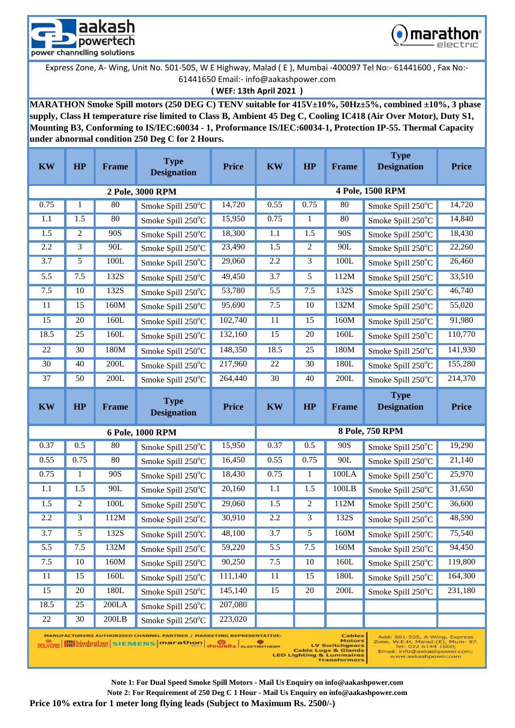aakash powertech
power channelling solutions

marathon electric

Express Zone, A- Wing, Unit No. 501-505, W E Highway, Malad ( E ), Mumbai -400097 Tel No:- 61441600 , Fax No:- 61441650 Email:- info@aakashpower.com

**( WEF: 13th April 2021 )**

**MARATHON Smoke Spill motors (250 DEG C) TENV suitable for 415V±10%, 50Hz±5%, combined ±10%, 3 phase supply, Class H temperature rise limited to Class B, Ambient 45 Deg C, Cooling IC418 (Air Over Motor), Duty S1, Mounting B3, Conforming to IS/IEC:60034 - 1, Proformance IS/IEC:60034-1, Protection IP-55. Thermal Capacity under abnormal condition 250 Deg C for 2 Hours.**

| KW | HP | Frame | Type Designation | Price | KW | HP | Frame | Type Designation | Price |
|---|---|---|---|---|---|---|---|---|---|
| **2 Pole, 3000 RPM** | | | | | **4 Pole, 1500 RPM** | | | | |
| 0.75 | 1 | 80 | Smoke Spill 250°C | 14,720 | 0.55 | 0.75 | 80 | Smoke Spill 250°C | 14,720 |
| 1.1 | 1.5 | 80 | Smoke Spill 250°C | 15,950 | 0.75 | 1 | 80 | Smoke Spill 250°C | 14,840 |
| 1.5 | 2 | 90S | Smoke Spill 250°C | 18,300 | 1.1 | 1.5 | 90S | Smoke Spill 250°C | 18,430 |
| 2.2 | 3 | 90L | Smoke Spill 250°C | 23,490 | 1.5 | 2 | 90L | Smoke Spill 250°C | 22,260 |
| 3.7 | 5 | 100L | Smoke Spill 250°C | 29,060 | 2.2 | 3 | 100L | Smoke Spill 250°C | 26,460 |
| 5.5 | 7.5 | 132S | Smoke Spill 250°C | 49,450 | 3.7 | 5 | 112M | Smoke Spill 250°C | 33,510 |
| 7.5 | 10 | 132S | Smoke Spill 250°C | 53,780 | 5.5 | 7.5 | 132S | Smoke Spill 250°C | 46,740 |
| 11 | 15 | 160M | Smoke Spill 250°C | 95,690 | 7.5 | 10 | 132M | Smoke Spill 250°C | 55,020 |
| 15 | 20 | 160L | Smoke Spill 250°C | 102,740 | 11 | 15 | 160M | Smoke Spill 250°C | 91,980 |
| 18.5 | 25 | 160L | Smoke Spill 250°C | 132,160 | 15 | 20 | 160L | Smoke Spill 250°C | 110,770 |
| 22 | 30 | 180M | Smoke Spill 250°C | 148,350 | 18.5 | 25 | 180M | Smoke Spill 250°C | 141,930 |
| 30 | 40 | 200L | Smoke Spill 250°C | 217,960 | 22 | 30 | 180L | Smoke Spill 250°C | 155,280 |
| 37 | 50 | 200L | Smoke Spill 250°C | 264,440 | 30 | 40 | 200L | Smoke Spill 250°C | 214,370 |
| **KW** | **HP** | **Frame** | **Type Designation** | **Price** | **KW** | **HP** | **Frame** | **Type Designation** | **Price** |
| **6 Pole, 1000 RPM** | | | | | **8 Pole, 750 RPM** | | | | |
| 0.37 | 0.5 | 80 | Smoke Spill 250°C | 15,950 | 0.37 | 0.5 | 90S | Smoke Spill 250°C | 19,290 |
| 0.55 | 0.75 | 80 | Smoke Spill 250°C | 16,450 | 0.55 | 0.75 | 90L | Smoke Spill 250°C | 21,140 |
| 0.75 | 1 | 90S | Smoke Spill 250°C | 18,430 | 0.75 | 1 | 100LA | Smoke Spill 250°C | 25,970 |
| 1.1 | 1.5 | 90L | Smoke Spill 250°C | 20,160 | 1.1 | 1.5 | 100LB | Smoke Spill 250°C | 31,650 |
| 1.5 | 2 | 100L | Smoke Spill 250°C | 29,060 | 1.5 | 2 | 112M | Smoke Spill 250°C | 36,600 |
| 2.2 | 3 | 112M | Smoke Spill 250°C | 30,910 | 2.2 | 3 | 132S | Smoke Spill 250°C | 48,590 |
| 3.7 | 5 | 132S | Smoke Spill 250°C | 48,100 | 3.7 | 5 | 160M | Smoke Spill 250°C | 75,540 |
| 5.5 | 7.5 | 132M | Smoke Spill 250°C | 59,220 | 5.5 | 7.5 | 160M | Smoke Spill 250°C | 94,450 |
| 7.5 | 10 | 160M | Smoke Spill 250°C | 90,250 | 7.5 | 10 | 160L | Smoke Spill 250°C | 119,800 |
| 11 | 15 | 160L | Smoke Spill 250°C | 111,140 | 11 | 15 | 180L | Smoke Spill 250°C | 164,300 |
| 15 | 20 | 180L | Smoke Spill 250°C | 145,140 | 15 | 20 | 200L | Smoke Spill 250°C | 231,180 |
| 18.5 | 25 | 200LA | Smoke Spill 250°C | 207,080 | | | | | |
| 22 | 30 | 200LB | Smoke Spill 250°C | 223,020 | | | | | |

MANUFACTURERS AUTHORISED CHANNEL PARTNER / MARKETING REPRESENTATIVE: POLYCAB | hindustan ELECTRIC MOTORS | SIEMENS | marathon Motors | dowells | ELECTROTHERM

Cables, Motors, LV Switchgears, Cable Lugs & Glands, LED Lighting & Luminaires, Transformers

Add: 501-505, A-Wing, Express Zone, W.E.H, Malad-(E), Mum- 97. Tel: 022 6144 1600; Email: info@aakashpower.com; www.aakashpower.com

**Note 1: For Dual Speed Smoke Spill Motors - Mail Us Enquiry on info@aakashpower.com**

**Note 2: For Requirement of 250 Deg C 1 Hour - Mail Us Enquiry on info@aakashpower.com**

**Price 10% extra for 1 meter long flying leads (Subject to Maximum Rs. 2500/-)**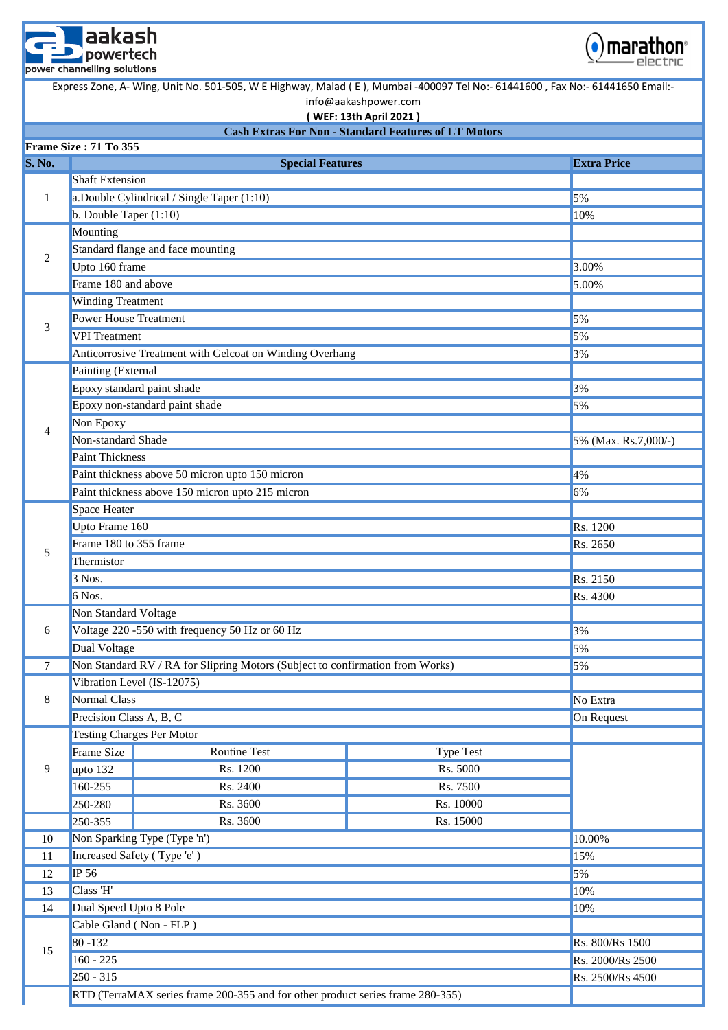aakash powertech
power channelling solutions

marathon electric

Express Zone, A- Wing, Unit No. 501-505, W E Highway, Malad ( E ), Mumbai -400097 Tel No:- 61441600 , Fax No:- 61441650 Email:- info@aakashpower.com

**( WEF: 13th April 2021 )**

## Cash Extras For Non - Standard Features of LT Motors

**Frame Size : 71 To 355**

| S. No. | Special Features | | | Extra Price |
|---|---|---|---|---|
| 1 | Shaft Extension | | | |
| | a.Double Cylindrical / Single Taper (1:10) | | | 5% |
| | b. Double Taper (1:10) | | | 10% |
| 2 | Mounting | | | |
| | Standard flange and face mounting | | | |
| | Upto 160 frame | | | 3.00% |
| | Frame 180 and above | | | 5.00% |
| 3 | Winding Treatment | | | |
| | Power House Treatment | | | 5% |
| | VPI Treatment | | | 5% |
| | Anticorrosive Treatment with Gelcoat on Winding Overhang | | | 3% |
| 4 | Painting (External | | | |
| | Epoxy standard paint shade | | | 3% |
| | Epoxy non-standard paint shade | | | 5% |
| | Non Epoxy | | | |
| | Non-standard Shade | | | 5% (Max. Rs.7,000/-) |
| | Paint Thickness | | | |
| | Paint thickness above 50 micron upto 150 micron | | | 4% |
| | Paint thickness above 150 micron upto 215 micron | | | 6% |
| 5 | Space Heater | | | |
| | Upto Frame 160 | | | Rs. 1200 |
| | Frame 180 to 355 frame | | | Rs. 2650 |
| | Thermistor | | | |
| | 3 Nos. | | | Rs. 2150 |
| | 6 Nos. | | | Rs. 4300 |
| 6 | Non Standard Voltage | | | |
| | Voltage 220 -550 with frequency 50 Hz or 60 Hz | | | 3% |
| | Dual Voltage | | | 5% |
| 7 | Non Standard RV / RA for Slipring Motors (Subject to confirmation from Works) | | | 5% |
| 8 | Vibration Level (IS-12075) | | | |
| | Normal Class | | | No Extra |
| | Precision Class A, B, C | | | On Request |
| 9 | Testing Charges Per Motor | | | |
| | Frame Size | Routine Test | Type Test | |
| | upto 132 | Rs. 1200 | Rs. 5000 | |
| | 160-255 | Rs. 2400 | Rs. 7500 | |
| | 250-280 | Rs. 3600 | Rs. 10000 | |
| | 250-355 | Rs. 3600 | Rs. 15000 | |
| 10 | Non Sparking Type (Type 'n') | | | 10.00% |
| 11 | Increased Safety ( Type 'e' ) | | | 15% |
| 12 | IP 56 | | | 5% |
| 13 | Class 'H' | | | 10% |
| 14 | Dual Speed Upto 8 Pole | | | 10% |
| 15 | Cable Gland ( Non - FLP ) | | | |
| | 80 -132 | | | Rs. 800/Rs 1500 |
| | 160 - 225 | | | Rs. 2000/Rs 2500 |
| | 250 - 315 | | | Rs. 2500/Rs 4500 |
| | RTD (TerraMAX series frame 200-355 and for other product series frame 280-355) | | | |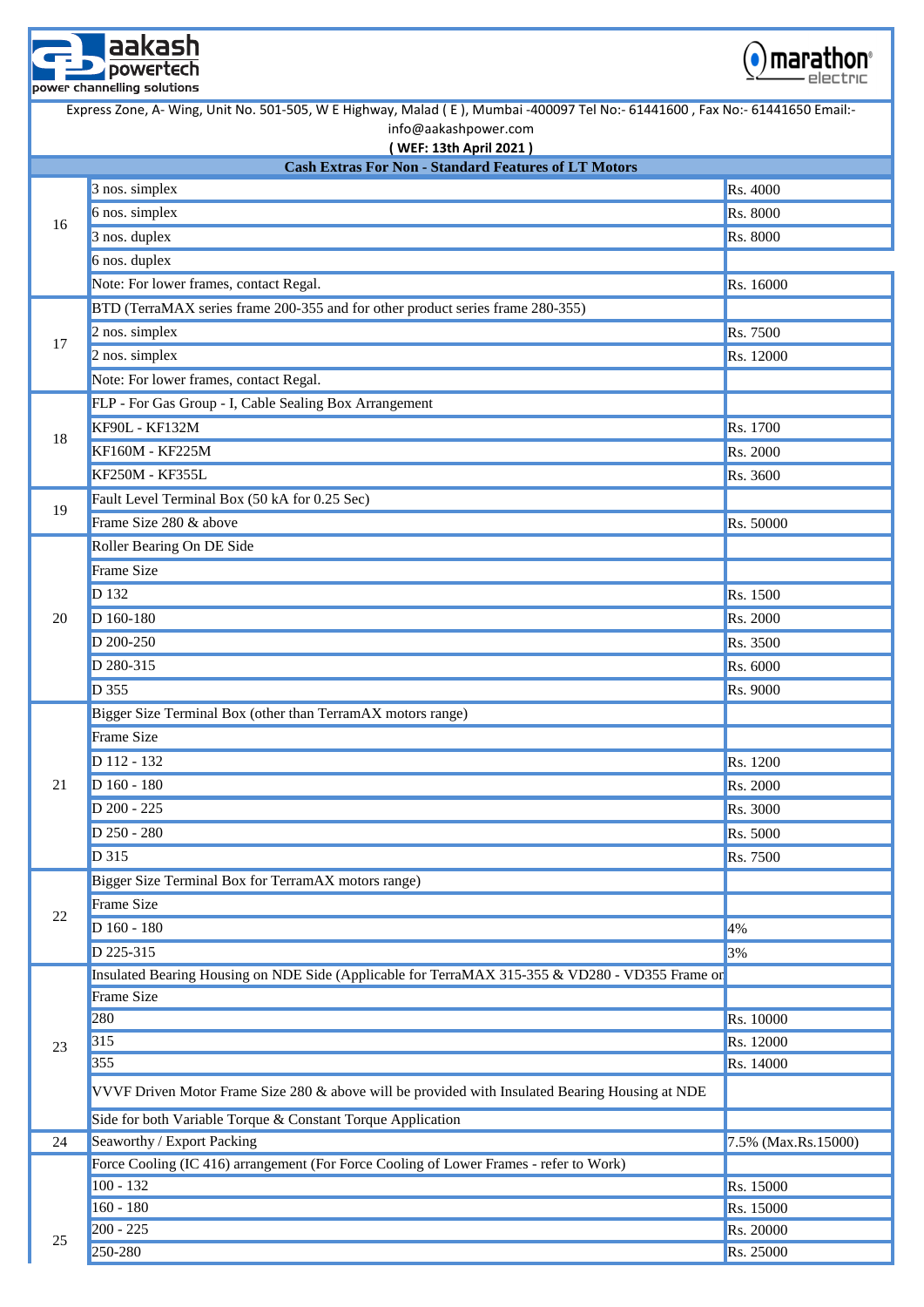aakash powertech
power channelling solutions

marathon electric

Express Zone, A- Wing, Unit No. 501-505, W E Highway, Malad ( E ), Mumbai -400097 Tel No:- 61441600 , Fax No:- 61441650 Email:- info@aakashpower.com

**( WEF: 13th April 2021 )**

| Cash Extras For Non - Standard Features of LT Motors | | |
|---|---|---|
| 16 | 3 nos. simplex | Rs. 4000 |
| | 6 nos. simplex | Rs. 8000 |
| | 3 nos. duplex | Rs. 8000 |
| | 6 nos. duplex | |
| | Note: For lower frames, contact Regal. | Rs. 16000 |
| 17 | BTD (TerraMAX series frame 200-355 and for other product series frame 280-355) | |
| | 2 nos. simplex | Rs. 7500 |
| | 2 nos. simplex | Rs. 12000 |
| | Note: For lower frames, contact Regal. | |
| 18 | FLP - For Gas Group - I, Cable Sealing Box Arrangement | |
| | KF90L - KF132M | Rs. 1700 |
| | KF160M - KF225M | Rs. 2000 |
| | KF250M - KF355L | Rs. 3600 |
| 19 | Fault Level Terminal Box (50 kA for 0.25 Sec) | |
| | Frame Size 280 & above | Rs. 50000 |
| 20 | Roller Bearing On DE Side | |
| | Frame Size | |
| | D 132 | Rs. 1500 |
| | D 160-180 | Rs. 2000 |
| | D 200-250 | Rs. 3500 |
| | D 280-315 | Rs. 6000 |
| | D 355 | Rs. 9000 |
| 21 | Bigger Size Terminal Box (other than TerramAX motors range) | |
| | Frame Size | |
| | D 112 - 132 | Rs. 1200 |
| | D 160 - 180 | Rs. 2000 |
| | D 200 - 225 | Rs. 3000 |
| | D 250 - 280 | Rs. 5000 |
| | D 315 | Rs. 7500 |
| 22 | Bigger Size Terminal Box for TerramAX motors range) | |
| | Frame Size | |
| | D 160 - 180 | 4% |
| | D 225-315 | 3% |
| 23 | Insulated Bearing Housing on NDE Side (Applicable for TerraMAX 315-355 & VD280 - VD355 Frame or | |
| | Frame Size | |
| | 280 | Rs. 10000 |
| | 315 | Rs. 12000 |
| | 355 | Rs. 14000 |
| | VVVF Driven Motor Frame Size 280 & above will be provided with Insulated Bearing Housing at NDE | |
| | Side for both Variable Torque & Constant Torque Application | |
| 24 | Seaworthy / Export Packing | 7.5% (Max.Rs.15000) |
| 25 | Force Cooling (IC 416) arrangement (For Force Cooling of Lower Frames - refer to Work) | |
| | 100 - 132 | Rs. 15000 |
| | 160 - 180 | Rs. 15000 |
| | 200 - 225 | Rs. 20000 |
| | 250-280 | Rs. 25000 |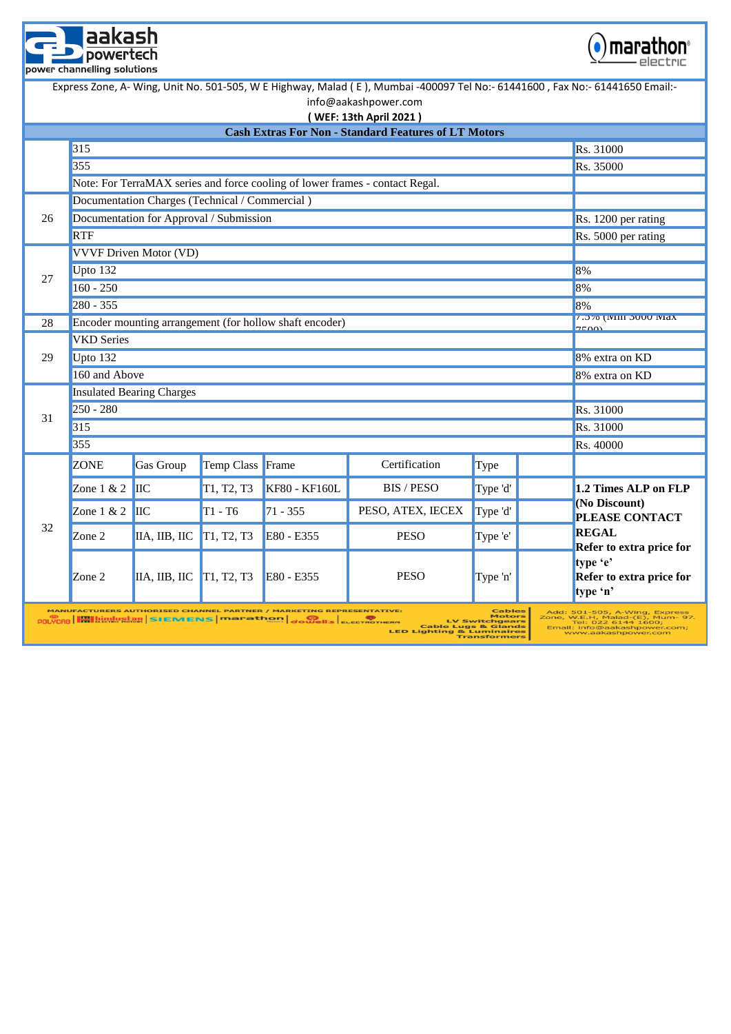Express Zone, A- Wing, Unit No. 501-505, W E Highway, Malad ( E ), Mumbai -400097 Tel No:- 61441600 , Fax No:- 61441650 Email:- info@aakashpower.com

**( WEF: 13th April 2021 )**

## Cash Extras For Non - Standard Features of LT Motors

| | | | | | | | | |
|---|---|---|---|---|---|---|---|---|
| | 315 | | | | | | | Rs. 31000 |
| | 355 | | | | | | | Rs. 35000 |
| | Note: For TerraMAX series and force cooling of lower frames - contact Regal. | | | | | | | |
| 26 | Documentation Charges (Technical / Commercial ) | | | | | | | |
| | Documentation for Approval / Submission | | | | | | | Rs. 1200 per rating |
| | RTF | | | | | | | Rs. 5000 per rating |
| 27 | VVVF Driven Motor (VD) | | | | | | | |
| | Upto 132 | | | | | | | 8% |
| | 160 - 250 | | | | | | | 8% |
| | 280 - 355 | | | | | | | 8% |
| 28 | Encoder mounting arrangement (for hollow shaft encoder) | | | | | | | 7.5% (Min 5000 Max 7500) |
| 29 | VKD Series | | | | | | | |
| | Upto 132 | | | | | | | 8% extra on KD |
| | 160 and Above | | | | | | | 8% extra on KD |
| 31 | Insulated Bearing Charges | | | | | | | |
| | 250 - 280 | | | | | | | Rs. 31000 |
| | 315 | | | | | | | Rs. 31000 |
| | 355 | | | | | | | Rs. 40000 |
| 32 | ZONE | Gas Group | Temp Class | Frame | Certification | Type | | |
| | Zone 1 & 2 | IIC | T1, T2, T3 | KF80 - KF160L | BIS / PESO | Type 'd' | | **1.2 Times ALP on FLP** |
| | Zone 1 & 2 | IIC | T1 - T6 | 71 - 355 | PESO, ATEX, IECEX | Type 'd' | | **(No Discount) PLEASE CONTACT REGAL** |
| | Zone 2 | IIA, IIB, IIC | T1, T2, T3 | E80 - E355 | PESO | Type 'e' | | **Refer to extra price for type 'e'** |
| | Zone 2 | IIA, IIB, IIC | T1, T2, T3 | E80 - E355 | PESO | Type 'n' | | **Refer to extra price for type 'n'** |